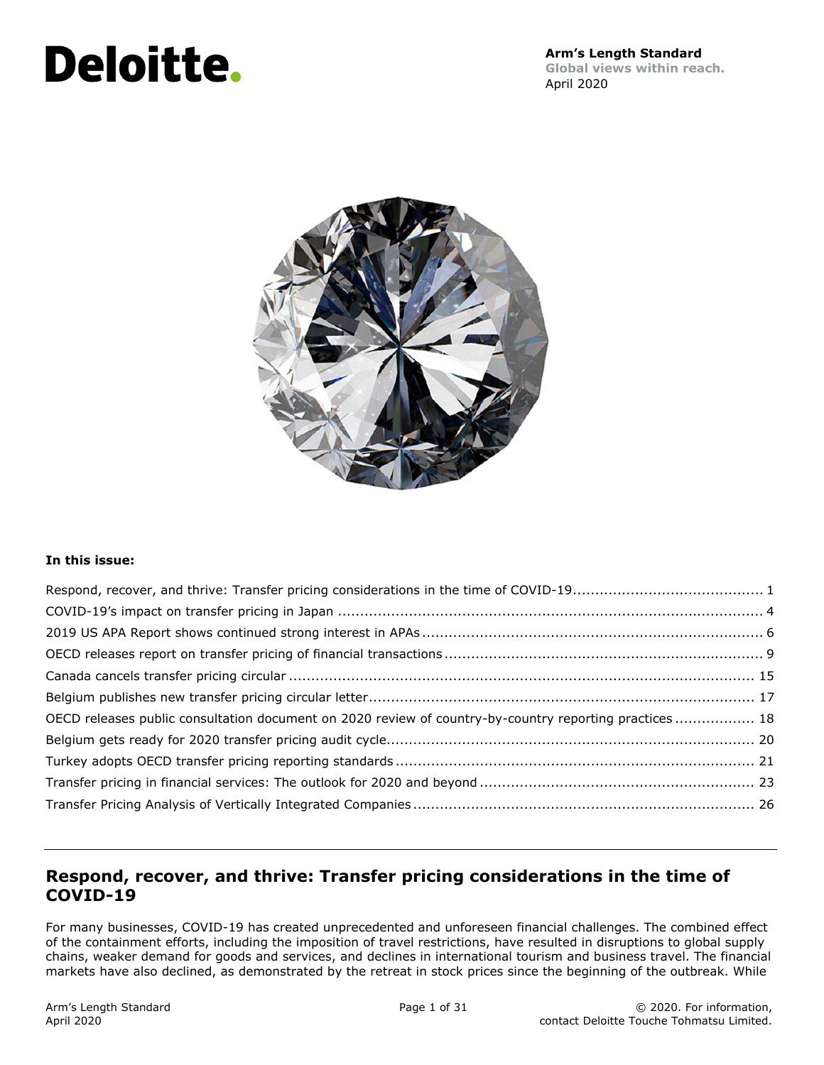Deloitte.

**Arm's Length Standard**
**Global views within reach.**
April 2020

**In this issue:**

Respond, recover, and thrive: Transfer pricing considerations in the time of COVID-19 .......... 1
COVID-19's impact on transfer pricing in Japan .......... 4
2019 US APA Report shows continued strong interest in APAs .......... 6
OECD releases report on transfer pricing of financial transactions .......... 9
Canada cancels transfer pricing circular .......... 15
Belgium publishes new transfer pricing circular letter .......... 17
OECD releases public consultation document on 2020 review of country-by-country reporting practices .......... 18
Belgium gets ready for 2020 transfer pricing audit cycle .......... 20
Turkey adopts OECD transfer pricing reporting standards .......... 21
Transfer pricing in financial services: The outlook for 2020 and beyond .......... 23
Transfer Pricing Analysis of Vertically Integrated Companies .......... 26

## Respond, recover, and thrive: Transfer pricing considerations in the time of COVID-19

For many businesses, COVID-19 has created unprecedented and unforeseen financial challenges. The combined effect of the containment efforts, including the imposition of travel restrictions, have resulted in disruptions to global supply chains, weaker demand for goods and services, and declines in international tourism and business travel. The financial markets have also declined, as demonstrated by the retreat in stock prices since the beginning of the outbreak. While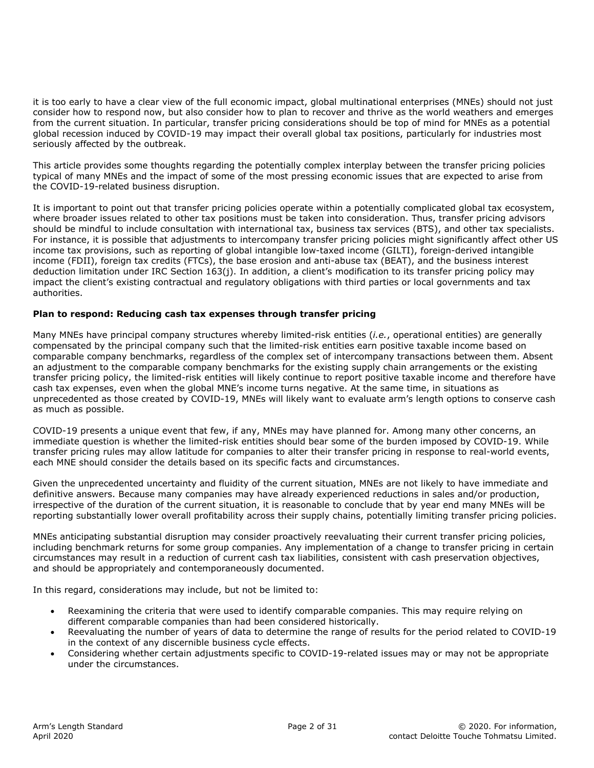it is too early to have a clear view of the full economic impact, global multinational enterprises (MNEs) should not just consider how to respond now, but also consider how to plan to recover and thrive as the world weathers and emerges from the current situation. In particular, transfer pricing considerations should be top of mind for MNEs as a potential global recession induced by COVID-19 may impact their overall global tax positions, particularly for industries most seriously affected by the outbreak.

This article provides some thoughts regarding the potentially complex interplay between the transfer pricing policies typical of many MNEs and the impact of some of the most pressing economic issues that are expected to arise from the COVID-19-related business disruption.

It is important to point out that transfer pricing policies operate within a potentially complicated global tax ecosystem, where broader issues related to other tax positions must be taken into consideration. Thus, transfer pricing advisors should be mindful to include consultation with international tax, business tax services (BTS), and other tax specialists. For instance, it is possible that adjustments to intercompany transfer pricing policies might significantly affect other US income tax provisions, such as reporting of global intangible low-taxed income (GILTI), foreign-derived intangible income (FDII), foreign tax credits (FTCs), the base erosion and anti-abuse tax (BEAT), and the business interest deduction limitation under IRC Section 163(j). In addition, a client's modification to its transfer pricing policy may impact the client's existing contractual and regulatory obligations with third parties or local governments and tax authorities.

**Plan to respond: Reducing cash tax expenses through transfer pricing**

Many MNEs have principal company structures whereby limited-risk entities (*i.e.*, operational entities) are generally compensated by the principal company such that the limited-risk entities earn positive taxable income based on comparable company benchmarks, regardless of the complex set of intercompany transactions between them. Absent an adjustment to the comparable company benchmarks for the existing supply chain arrangements or the existing transfer pricing policy, the limited-risk entities will likely continue to report positive taxable income and therefore have cash tax expenses, even when the global MNE's income turns negative. At the same time, in situations as unprecedented as those created by COVID-19, MNEs will likely want to evaluate arm's length options to conserve cash as much as possible.

COVID-19 presents a unique event that few, if any, MNEs may have planned for. Among many other concerns, an immediate question is whether the limited-risk entities should bear some of the burden imposed by COVID-19. While transfer pricing rules may allow latitude for companies to alter their transfer pricing in response to real-world events, each MNE should consider the details based on its specific facts and circumstances.

Given the unprecedented uncertainty and fluidity of the current situation, MNEs are not likely to have immediate and definitive answers. Because many companies may have already experienced reductions in sales and/or production, irrespective of the duration of the current situation, it is reasonable to conclude that by year end many MNEs will be reporting substantially lower overall profitability across their supply chains, potentially limiting transfer pricing policies.

MNEs anticipating substantial disruption may consider proactively reevaluating their current transfer pricing policies, including benchmark returns for some group companies. Any implementation of a change to transfer pricing in certain circumstances may result in a reduction of current cash tax liabilities, consistent with cash preservation objectives, and should be appropriately and contemporaneously documented.

In this regard, considerations may include, but not be limited to:

- Reexamining the criteria that were used to identify comparable companies. This may require relying on different comparable companies than had been considered historically.
- Reevaluating the number of years of data to determine the range of results for the period related to COVID-19 in the context of any discernible business cycle effects.
- Considering whether certain adjustments specific to COVID-19-related issues may or may not be appropriate under the circumstances.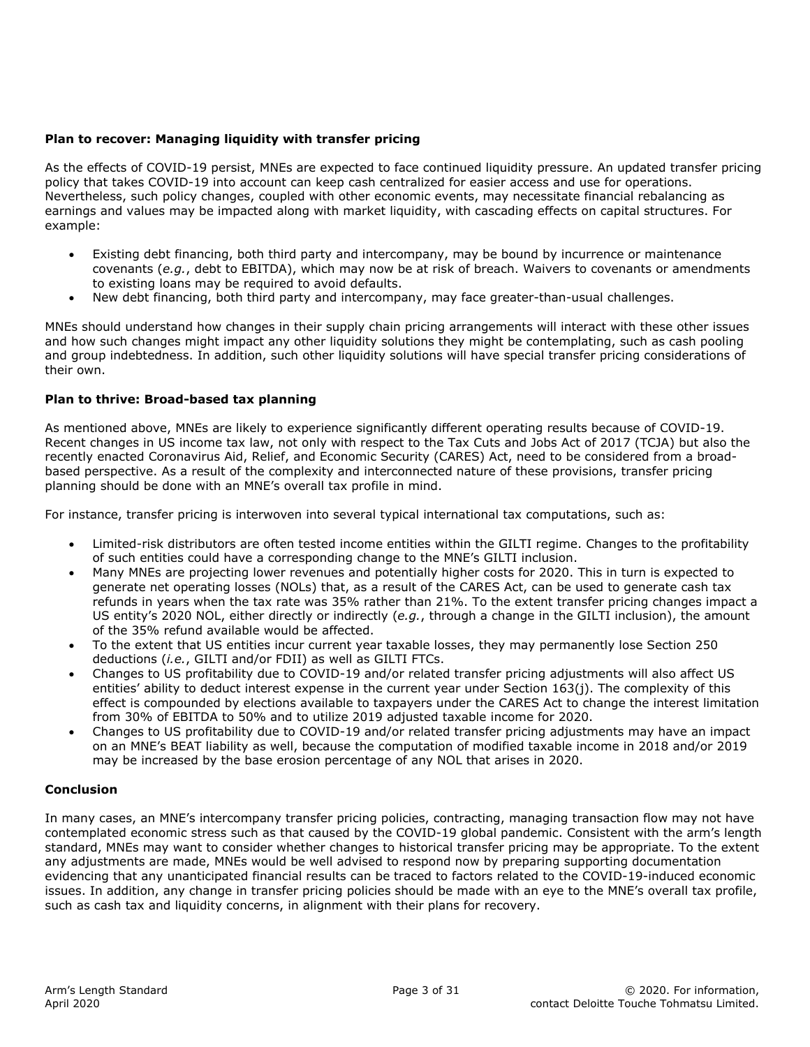**Plan to recover: Managing liquidity with transfer pricing**

As the effects of COVID-19 persist, MNEs are expected to face continued liquidity pressure. An updated transfer pricing policy that takes COVID-19 into account can keep cash centralized for easier access and use for operations. Nevertheless, such policy changes, coupled with other economic events, may necessitate financial rebalancing as earnings and values may be impacted along with market liquidity, with cascading effects on capital structures. For example:

- Existing debt financing, both third party and intercompany, may be bound by incurrence or maintenance covenants (*e.g.*, debt to EBITDA), which may now be at risk of breach. Waivers to covenants or amendments to existing loans may be required to avoid defaults.
- New debt financing, both third party and intercompany, may face greater-than-usual challenges.

MNEs should understand how changes in their supply chain pricing arrangements will interact with these other issues and how such changes might impact any other liquidity solutions they might be contemplating, such as cash pooling and group indebtedness. In addition, such other liquidity solutions will have special transfer pricing considerations of their own.

**Plan to thrive: Broad-based tax planning**

As mentioned above, MNEs are likely to experience significantly different operating results because of COVID-19. Recent changes in US income tax law, not only with respect to the Tax Cuts and Jobs Act of 2017 (TCJA) but also the recently enacted Coronavirus Aid, Relief, and Economic Security (CARES) Act, need to be considered from a broad-based perspective. As a result of the complexity and interconnected nature of these provisions, transfer pricing planning should be done with an MNE's overall tax profile in mind.

For instance, transfer pricing is interwoven into several typical international tax computations, such as:

- Limited-risk distributors are often tested income entities within the GILTI regime. Changes to the profitability of such entities could have a corresponding change to the MNE's GILTI inclusion.
- Many MNEs are projecting lower revenues and potentially higher costs for 2020. This in turn is expected to generate net operating losses (NOLs) that, as a result of the CARES Act, can be used to generate cash tax refunds in years when the tax rate was 35% rather than 21%. To the extent transfer pricing changes impact a US entity's 2020 NOL, either directly or indirectly (*e.g.*, through a change in the GILTI inclusion), the amount of the 35% refund available would be affected.
- To the extent that US entities incur current year taxable losses, they may permanently lose Section 250 deductions (*i.e.*, GILTI and/or FDII) as well as GILTI FTCs.
- Changes to US profitability due to COVID-19 and/or related transfer pricing adjustments will also affect US entities' ability to deduct interest expense in the current year under Section 163(j). The complexity of this effect is compounded by elections available to taxpayers under the CARES Act to change the interest limitation from 30% of EBITDA to 50% and to utilize 2019 adjusted taxable income for 2020.
- Changes to US profitability due to COVID-19 and/or related transfer pricing adjustments may have an impact on an MNE's BEAT liability as well, because the computation of modified taxable income in 2018 and/or 2019 may be increased by the base erosion percentage of any NOL that arises in 2020.

**Conclusion**

In many cases, an MNE's intercompany transfer pricing policies, contracting, managing transaction flow may not have contemplated economic stress such as that caused by the COVID-19 global pandemic. Consistent with the arm's length standard, MNEs may want to consider whether changes to historical transfer pricing may be appropriate. To the extent any adjustments are made, MNEs would be well advised to respond now by preparing supporting documentation evidencing that any unanticipated financial results can be traced to factors related to the COVID-19-induced economic issues. In addition, any change in transfer pricing policies should be made with an eye to the MNE's overall tax profile, such as cash tax and liquidity concerns, in alignment with their plans for recovery.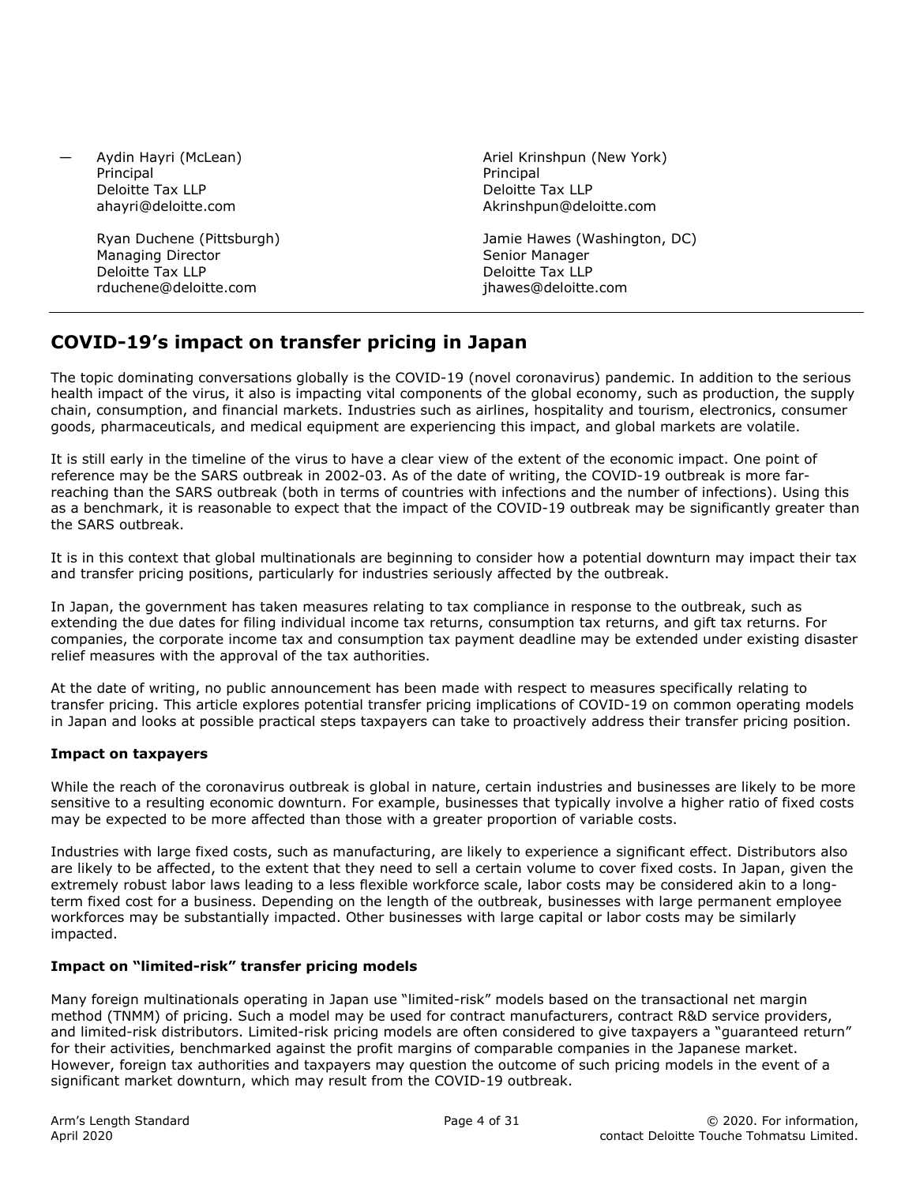— Aydin Hayri (McLean)
Principal
Deloitte Tax LLP
ahayri@deloitte.com

Ariel Krinshpun (New York)
Principal
Deloitte Tax LLP
Akrinshpun@deloitte.com

Ryan Duchene (Pittsburgh)
Managing Director
Deloitte Tax LLP
rduchene@deloitte.com

Jamie Hawes (Washington, DC)
Senior Manager
Deloitte Tax LLP
jhawes@deloitte.com

---

## COVID-19's impact on transfer pricing in Japan

The topic dominating conversations globally is the COVID-19 (novel coronavirus) pandemic. In addition to the serious health impact of the virus, it also is impacting vital components of the global economy, such as production, the supply chain, consumption, and financial markets. Industries such as airlines, hospitality and tourism, electronics, consumer goods, pharmaceuticals, and medical equipment are experiencing this impact, and global markets are volatile.

It is still early in the timeline of the virus to have a clear view of the extent of the economic impact. One point of reference may be the SARS outbreak in 2002-03. As of the date of writing, the COVID-19 outbreak is more far-reaching than the SARS outbreak (both in terms of countries with infections and the number of infections). Using this as a benchmark, it is reasonable to expect that the impact of the COVID-19 outbreak may be significantly greater than the SARS outbreak.

It is in this context that global multinationals are beginning to consider how a potential downturn may impact their tax and transfer pricing positions, particularly for industries seriously affected by the outbreak.

In Japan, the government has taken measures relating to tax compliance in response to the outbreak, such as extending the due dates for filing individual income tax returns, consumption tax returns, and gift tax returns. For companies, the corporate income tax and consumption tax payment deadline may be extended under existing disaster relief measures with the approval of the tax authorities.

At the date of writing, no public announcement has been made with respect to measures specifically relating to transfer pricing. This article explores potential transfer pricing implications of COVID-19 on common operating models in Japan and looks at possible practical steps taxpayers can take to proactively address their transfer pricing position.

**Impact on taxpayers**

While the reach of the coronavirus outbreak is global in nature, certain industries and businesses are likely to be more sensitive to a resulting economic downturn. For example, businesses that typically involve a higher ratio of fixed costs may be expected to be more affected than those with a greater proportion of variable costs.

Industries with large fixed costs, such as manufacturing, are likely to experience a significant effect. Distributors also are likely to be affected, to the extent that they need to sell a certain volume to cover fixed costs. In Japan, given the extremely robust labor laws leading to a less flexible workforce scale, labor costs may be considered akin to a long-term fixed cost for a business. Depending on the length of the outbreak, businesses with large permanent employee workforces may be substantially impacted. Other businesses with large capital or labor costs may be similarly impacted.

**Impact on "limited-risk" transfer pricing models**

Many foreign multinationals operating in Japan use "limited-risk" models based on the transactional net margin method (TNMM) of pricing. Such a model may be used for contract manufacturers, contract R&D service providers, and limited-risk distributors. Limited-risk pricing models are often considered to give taxpayers a "guaranteed return" for their activities, benchmarked against the profit margins of comparable companies in the Japanese market. However, foreign tax authorities and taxpayers may question the outcome of such pricing models in the event of a significant market downturn, which may result from the COVID-19 outbreak.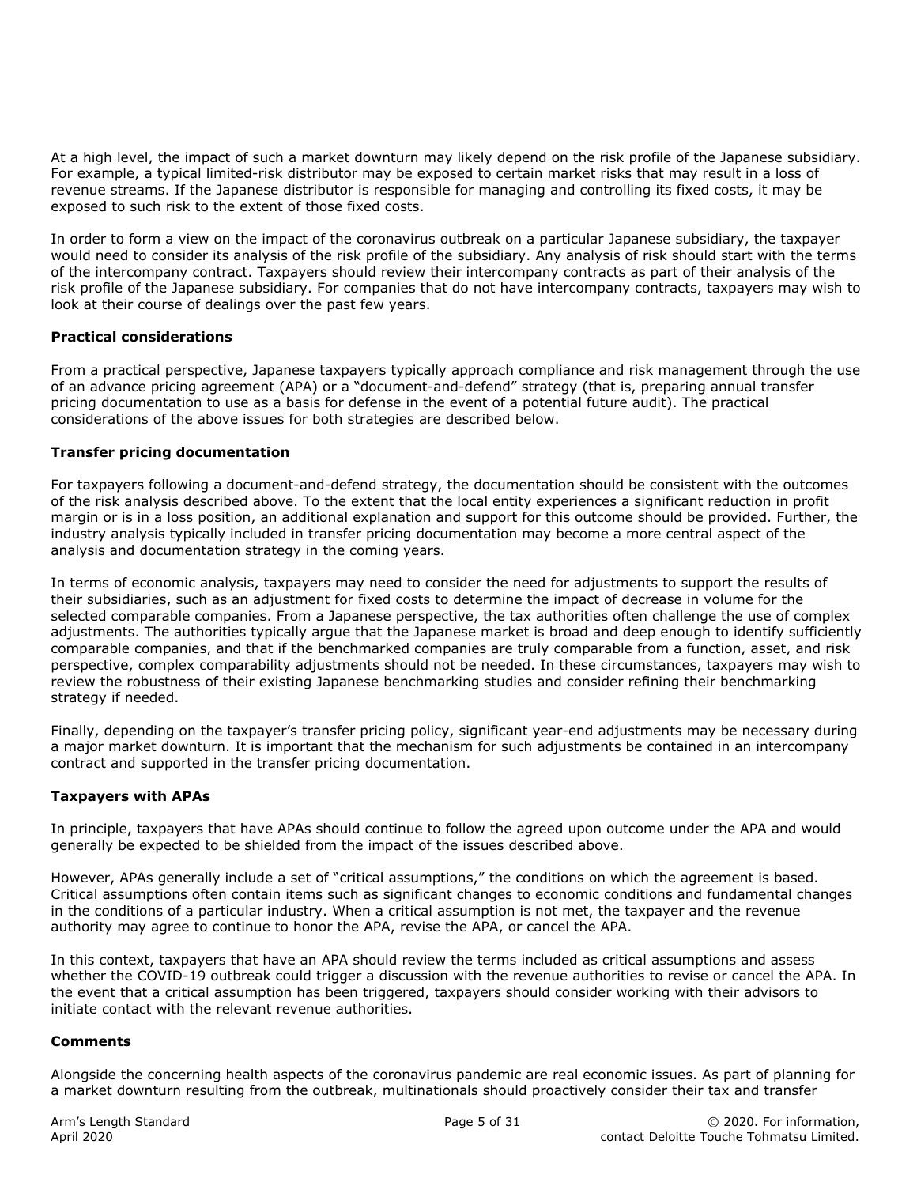At a high level, the impact of such a market downturn may likely depend on the risk profile of the Japanese subsidiary. For example, a typical limited-risk distributor may be exposed to certain market risks that may result in a loss of revenue streams. If the Japanese distributor is responsible for managing and controlling its fixed costs, it may be exposed to such risk to the extent of those fixed costs.

In order to form a view on the impact of the coronavirus outbreak on a particular Japanese subsidiary, the taxpayer would need to consider its analysis of the risk profile of the subsidiary. Any analysis of risk should start with the terms of the intercompany contract. Taxpayers should review their intercompany contracts as part of their analysis of the risk profile of the Japanese subsidiary. For companies that do not have intercompany contracts, taxpayers may wish to look at their course of dealings over the past few years.

**Practical considerations**

From a practical perspective, Japanese taxpayers typically approach compliance and risk management through the use of an advance pricing agreement (APA) or a "document-and-defend" strategy (that is, preparing annual transfer pricing documentation to use as a basis for defense in the event of a potential future audit). The practical considerations of the above issues for both strategies are described below.

**Transfer pricing documentation**

For taxpayers following a document-and-defend strategy, the documentation should be consistent with the outcomes of the risk analysis described above. To the extent that the local entity experiences a significant reduction in profit margin or is in a loss position, an additional explanation and support for this outcome should be provided. Further, the industry analysis typically included in transfer pricing documentation may become a more central aspect of the analysis and documentation strategy in the coming years.

In terms of economic analysis, taxpayers may need to consider the need for adjustments to support the results of their subsidiaries, such as an adjustment for fixed costs to determine the impact of decrease in volume for the selected comparable companies. From a Japanese perspective, the tax authorities often challenge the use of complex adjustments. The authorities typically argue that the Japanese market is broad and deep enough to identify sufficiently comparable companies, and that if the benchmarked companies are truly comparable from a function, asset, and risk perspective, complex comparability adjustments should not be needed. In these circumstances, taxpayers may wish to review the robustness of their existing Japanese benchmarking studies and consider refining their benchmarking strategy if needed.

Finally, depending on the taxpayer's transfer pricing policy, significant year-end adjustments may be necessary during a major market downturn. It is important that the mechanism for such adjustments be contained in an intercompany contract and supported in the transfer pricing documentation.

**Taxpayers with APAs**

In principle, taxpayers that have APAs should continue to follow the agreed upon outcome under the APA and would generally be expected to be shielded from the impact of the issues described above.

However, APAs generally include a set of "critical assumptions," the conditions on which the agreement is based. Critical assumptions often contain items such as significant changes to economic conditions and fundamental changes in the conditions of a particular industry. When a critical assumption is not met, the taxpayer and the revenue authority may agree to continue to honor the APA, revise the APA, or cancel the APA.

In this context, taxpayers that have an APA should review the terms included as critical assumptions and assess whether the COVID-19 outbreak could trigger a discussion with the revenue authorities to revise or cancel the APA. In the event that a critical assumption has been triggered, taxpayers should consider working with their advisors to initiate contact with the relevant revenue authorities.

**Comments**

Alongside the concerning health aspects of the coronavirus pandemic are real economic issues. As part of planning for a market downturn resulting from the outbreak, multinationals should proactively consider their tax and transfer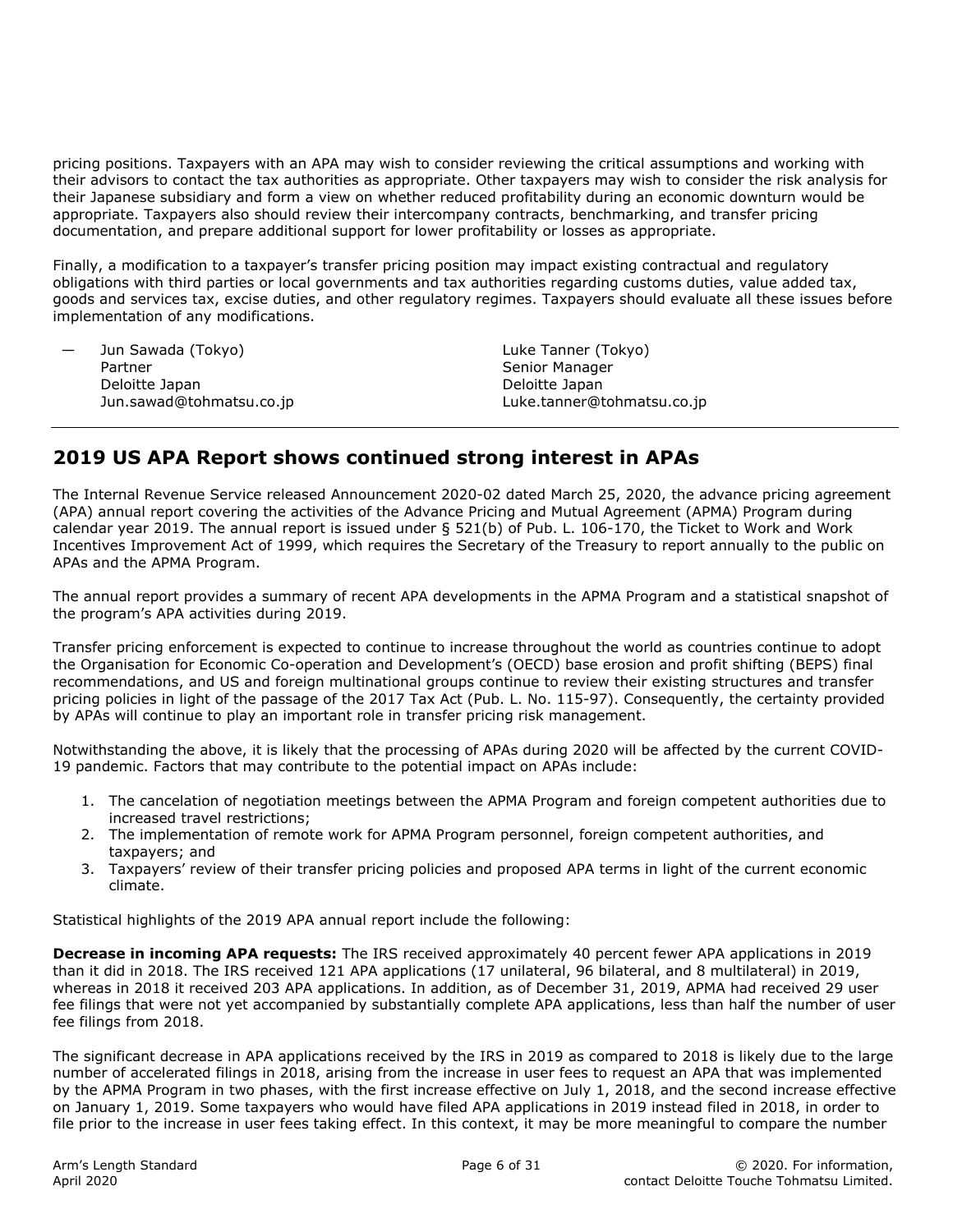pricing positions. Taxpayers with an APA may wish to consider reviewing the critical assumptions and working with their advisors to contact the tax authorities as appropriate. Other taxpayers may wish to consider the risk analysis for their Japanese subsidiary and form a view on whether reduced profitability during an economic downturn would be appropriate. Taxpayers also should review their intercompany contracts, benchmarking, and transfer pricing documentation, and prepare additional support for lower profitability or losses as appropriate.

Finally, a modification to a taxpayer's transfer pricing position may impact existing contractual and regulatory obligations with third parties or local governments and tax authorities regarding customs duties, value added tax, goods and services tax, excise duties, and other regulatory regimes. Taxpayers should evaluate all these issues before implementation of any modifications.

— Jun Sawada (Tokyo)
Partner
Deloitte Japan
Jun.sawad@tohmatsu.co.jp

Luke Tanner (Tokyo)
Senior Manager
Deloitte Japan
Luke.tanner@tohmatsu.co.jp

## 2019 US APA Report shows continued strong interest in APAs

The Internal Revenue Service released Announcement 2020-02 dated March 25, 2020, the advance pricing agreement (APA) annual report covering the activities of the Advance Pricing and Mutual Agreement (APMA) Program during calendar year 2019. The annual report is issued under § 521(b) of Pub. L. 106-170, the Ticket to Work and Work Incentives Improvement Act of 1999, which requires the Secretary of the Treasury to report annually to the public on APAs and the APMA Program.

The annual report provides a summary of recent APA developments in the APMA Program and a statistical snapshot of the program's APA activities during 2019.

Transfer pricing enforcement is expected to continue to increase throughout the world as countries continue to adopt the Organisation for Economic Co-operation and Development's (OECD) base erosion and profit shifting (BEPS) final recommendations, and US and foreign multinational groups continue to review their existing structures and transfer pricing policies in light of the passage of the 2017 Tax Act (Pub. L. No. 115-97). Consequently, the certainty provided by APAs will continue to play an important role in transfer pricing risk management.

Notwithstanding the above, it is likely that the processing of APAs during 2020 will be affected by the current COVID-19 pandemic. Factors that may contribute to the potential impact on APAs include:

1. The cancelation of negotiation meetings between the APMA Program and foreign competent authorities due to increased travel restrictions;
2. The implementation of remote work for APMA Program personnel, foreign competent authorities, and taxpayers; and
3. Taxpayers' review of their transfer pricing policies and proposed APA terms in light of the current economic climate.

Statistical highlights of the 2019 APA annual report include the following:

**Decrease in incoming APA requests:** The IRS received approximately 40 percent fewer APA applications in 2019 than it did in 2018. The IRS received 121 APA applications (17 unilateral, 96 bilateral, and 8 multilateral) in 2019, whereas in 2018 it received 203 APA applications. In addition, as of December 31, 2019, APMA had received 29 user fee filings that were not yet accompanied by substantially complete APA applications, less than half the number of user fee filings from 2018.

The significant decrease in APA applications received by the IRS in 2019 as compared to 2018 is likely due to the large number of accelerated filings in 2018, arising from the increase in user fees to request an APA that was implemented by the APMA Program in two phases, with the first increase effective on July 1, 2018, and the second increase effective on January 1, 2019. Some taxpayers who would have filed APA applications in 2019 instead filed in 2018, in order to file prior to the increase in user fees taking effect. In this context, it may be more meaningful to compare the number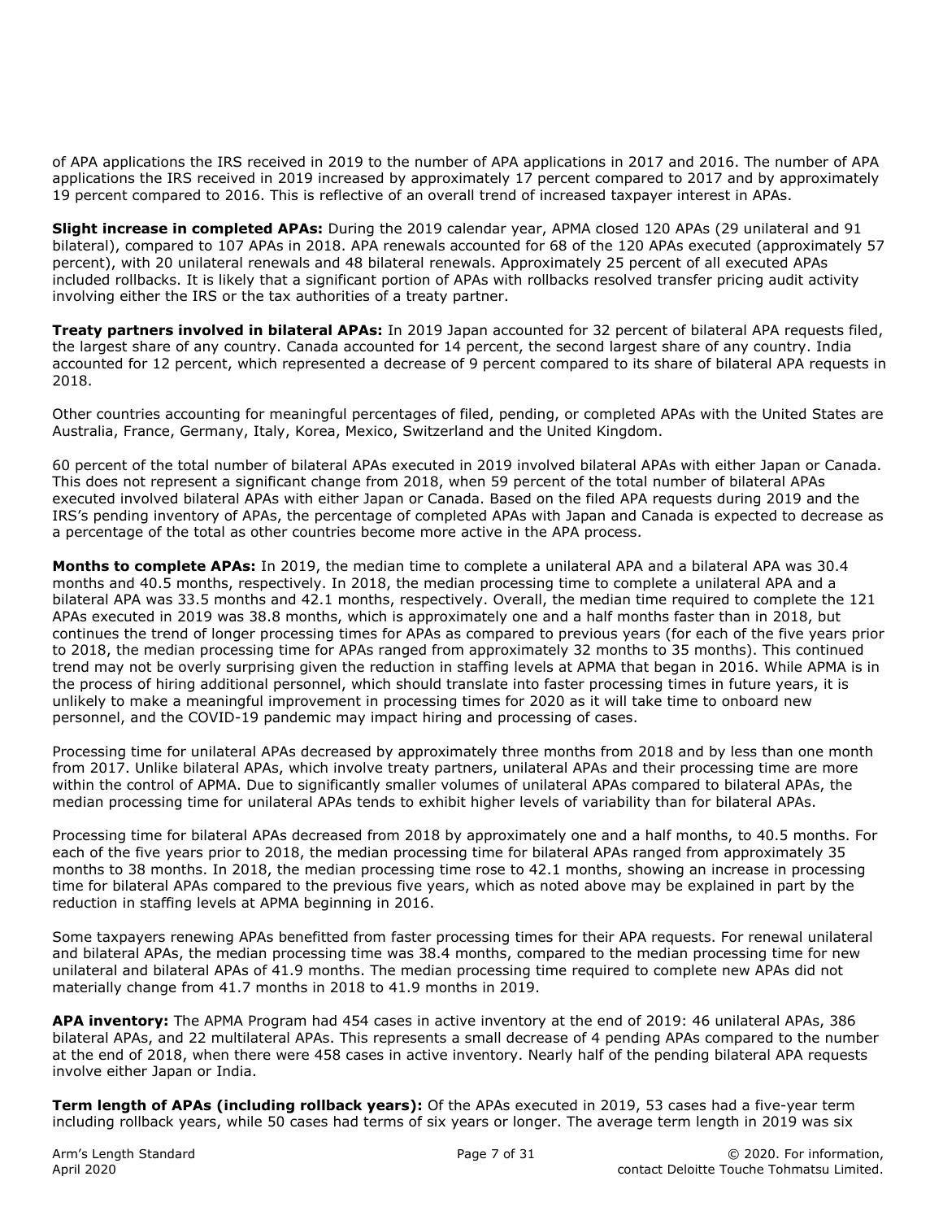of APA applications the IRS received in 2019 to the number of APA applications in 2017 and 2016. The number of APA applications the IRS received in 2019 increased by approximately 17 percent compared to 2017 and by approximately 19 percent compared to 2016. This is reflective of an overall trend of increased taxpayer interest in APAs.

**Slight increase in completed APAs:** During the 2019 calendar year, APMA closed 120 APAs (29 unilateral and 91 bilateral), compared to 107 APAs in 2018. APA renewals accounted for 68 of the 120 APAs executed (approximately 57 percent), with 20 unilateral renewals and 48 bilateral renewals. Approximately 25 percent of all executed APAs included rollbacks. It is likely that a significant portion of APAs with rollbacks resolved transfer pricing audit activity involving either the IRS or the tax authorities of a treaty partner.

**Treaty partners involved in bilateral APAs:** In 2019 Japan accounted for 32 percent of bilateral APA requests filed, the largest share of any country. Canada accounted for 14 percent, the second largest share of any country. India accounted for 12 percent, which represented a decrease of 9 percent compared to its share of bilateral APA requests in 2018.

Other countries accounting for meaningful percentages of filed, pending, or completed APAs with the United States are Australia, France, Germany, Italy, Korea, Mexico, Switzerland and the United Kingdom.

60 percent of the total number of bilateral APAs executed in 2019 involved bilateral APAs with either Japan or Canada. This does not represent a significant change from 2018, when 59 percent of the total number of bilateral APAs executed involved bilateral APAs with either Japan or Canada. Based on the filed APA requests during 2019 and the IRS's pending inventory of APAs, the percentage of completed APAs with Japan and Canada is expected to decrease as a percentage of the total as other countries become more active in the APA process.

**Months to complete APAs:** In 2019, the median time to complete a unilateral APA and a bilateral APA was 30.4 months and 40.5 months, respectively. In 2018, the median processing time to complete a unilateral APA and a bilateral APA was 33.5 months and 42.1 months, respectively. Overall, the median time required to complete the 121 APAs executed in 2019 was 38.8 months, which is approximately one and a half months faster than in 2018, but continues the trend of longer processing times for APAs as compared to previous years (for each of the five years prior to 2018, the median processing time for APAs ranged from approximately 32 months to 35 months). This continued trend may not be overly surprising given the reduction in staffing levels at APMA that began in 2016. While APMA is in the process of hiring additional personnel, which should translate into faster processing times in future years, it is unlikely to make a meaningful improvement in processing times for 2020 as it will take time to onboard new personnel, and the COVID-19 pandemic may impact hiring and processing of cases.

Processing time for unilateral APAs decreased by approximately three months from 2018 and by less than one month from 2017. Unlike bilateral APAs, which involve treaty partners, unilateral APAs and their processing time are more within the control of APMA. Due to significantly smaller volumes of unilateral APAs compared to bilateral APAs, the median processing time for unilateral APAs tends to exhibit higher levels of variability than for bilateral APAs.

Processing time for bilateral APAs decreased from 2018 by approximately one and a half months, to 40.5 months. For each of the five years prior to 2018, the median processing time for bilateral APAs ranged from approximately 35 months to 38 months. In 2018, the median processing time rose to 42.1 months, showing an increase in processing time for bilateral APAs compared to the previous five years, which as noted above may be explained in part by the reduction in staffing levels at APMA beginning in 2016.

Some taxpayers renewing APAs benefitted from faster processing times for their APA requests. For renewal unilateral and bilateral APAs, the median processing time was 38.4 months, compared to the median processing time for new unilateral and bilateral APAs of 41.9 months. The median processing time required to complete new APAs did not materially change from 41.7 months in 2018 to 41.9 months in 2019.

**APA inventory:** The APMA Program had 454 cases in active inventory at the end of 2019: 46 unilateral APAs, 386 bilateral APAs, and 22 multilateral APAs. This represents a small decrease of 4 pending APAs compared to the number at the end of 2018, when there were 458 cases in active inventory. Nearly half of the pending bilateral APA requests involve either Japan or India.

**Term length of APAs (including rollback years):** Of the APAs executed in 2019, 53 cases had a five-year term including rollback years, while 50 cases had terms of six years or longer. The average term length in 2019 was six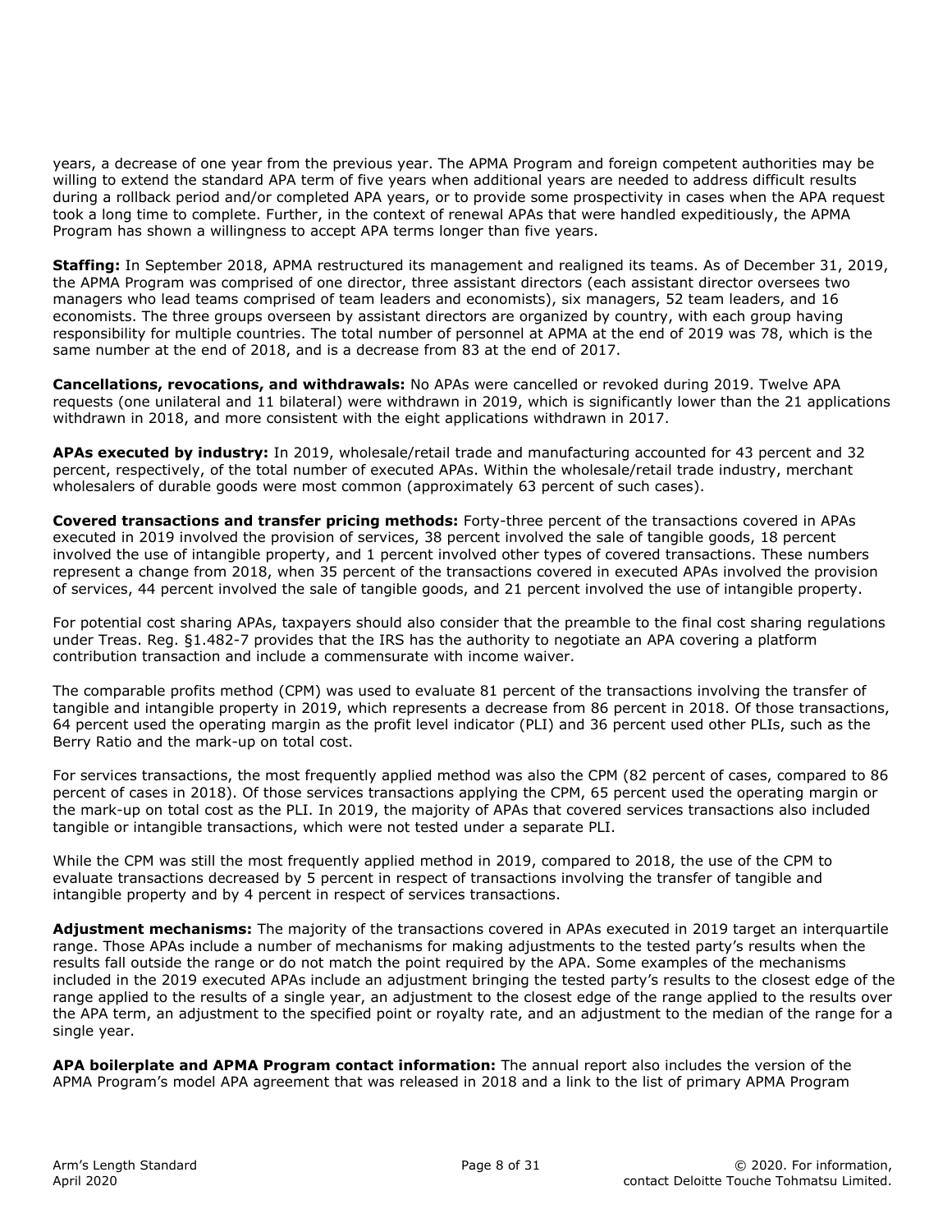years, a decrease of one year from the previous year. The APMA Program and foreign competent authorities may be willing to extend the standard APA term of five years when additional years are needed to address difficult results during a rollback period and/or completed APA years, or to provide some prospectivity in cases when the APA request took a long time to complete. Further, in the context of renewal APAs that were handled expeditiously, the APMA Program has shown a willingness to accept APA terms longer than five years.

**Staffing:** In September 2018, APMA restructured its management and realigned its teams. As of December 31, 2019, the APMA Program was comprised of one director, three assistant directors (each assistant director oversees two managers who lead teams comprised of team leaders and economists), six managers, 52 team leaders, and 16 economists. The three groups overseen by assistant directors are organized by country, with each group having responsibility for multiple countries. The total number of personnel at APMA at the end of 2019 was 78, which is the same number at the end of 2018, and is a decrease from 83 at the end of 2017.

**Cancellations, revocations, and withdrawals:** No APAs were cancelled or revoked during 2019. Twelve APA requests (one unilateral and 11 bilateral) were withdrawn in 2019, which is significantly lower than the 21 applications withdrawn in 2018, and more consistent with the eight applications withdrawn in 2017.

**APAs executed by industry:** In 2019, wholesale/retail trade and manufacturing accounted for 43 percent and 32 percent, respectively, of the total number of executed APAs. Within the wholesale/retail trade industry, merchant wholesalers of durable goods were most common (approximately 63 percent of such cases).

**Covered transactions and transfer pricing methods:** Forty-three percent of the transactions covered in APAs executed in 2019 involved the provision of services, 38 percent involved the sale of tangible goods, 18 percent involved the use of intangible property, and 1 percent involved other types of covered transactions. These numbers represent a change from 2018, when 35 percent of the transactions covered in executed APAs involved the provision of services, 44 percent involved the sale of tangible goods, and 21 percent involved the use of intangible property.

For potential cost sharing APAs, taxpayers should also consider that the preamble to the final cost sharing regulations under Treas. Reg. §1.482-7 provides that the IRS has the authority to negotiate an APA covering a platform contribution transaction and include a commensurate with income waiver.

The comparable profits method (CPM) was used to evaluate 81 percent of the transactions involving the transfer of tangible and intangible property in 2019, which represents a decrease from 86 percent in 2018. Of those transactions, 64 percent used the operating margin as the profit level indicator (PLI) and 36 percent used other PLIs, such as the Berry Ratio and the mark-up on total cost.

For services transactions, the most frequently applied method was also the CPM (82 percent of cases, compared to 86 percent of cases in 2018). Of those services transactions applying the CPM, 65 percent used the operating margin or the mark-up on total cost as the PLI. In 2019, the majority of APAs that covered services transactions also included tangible or intangible transactions, which were not tested under a separate PLI.

While the CPM was still the most frequently applied method in 2019, compared to 2018, the use of the CPM to evaluate transactions decreased by 5 percent in respect of transactions involving the transfer of tangible and intangible property and by 4 percent in respect of services transactions.

**Adjustment mechanisms:** The majority of the transactions covered in APAs executed in 2019 target an interquartile range. Those APAs include a number of mechanisms for making adjustments to the tested party's results when the results fall outside the range or do not match the point required by the APA. Some examples of the mechanisms included in the 2019 executed APAs include an adjustment bringing the tested party's results to the closest edge of the range applied to the results of a single year, an adjustment to the closest edge of the range applied to the results over the APA term, an adjustment to the specified point or royalty rate, and an adjustment to the median of the range for a single year.

**APA boilerplate and APMA Program contact information:** The annual report also includes the version of the APMA Program's model APA agreement that was released in 2018 and a link to the list of primary APMA Program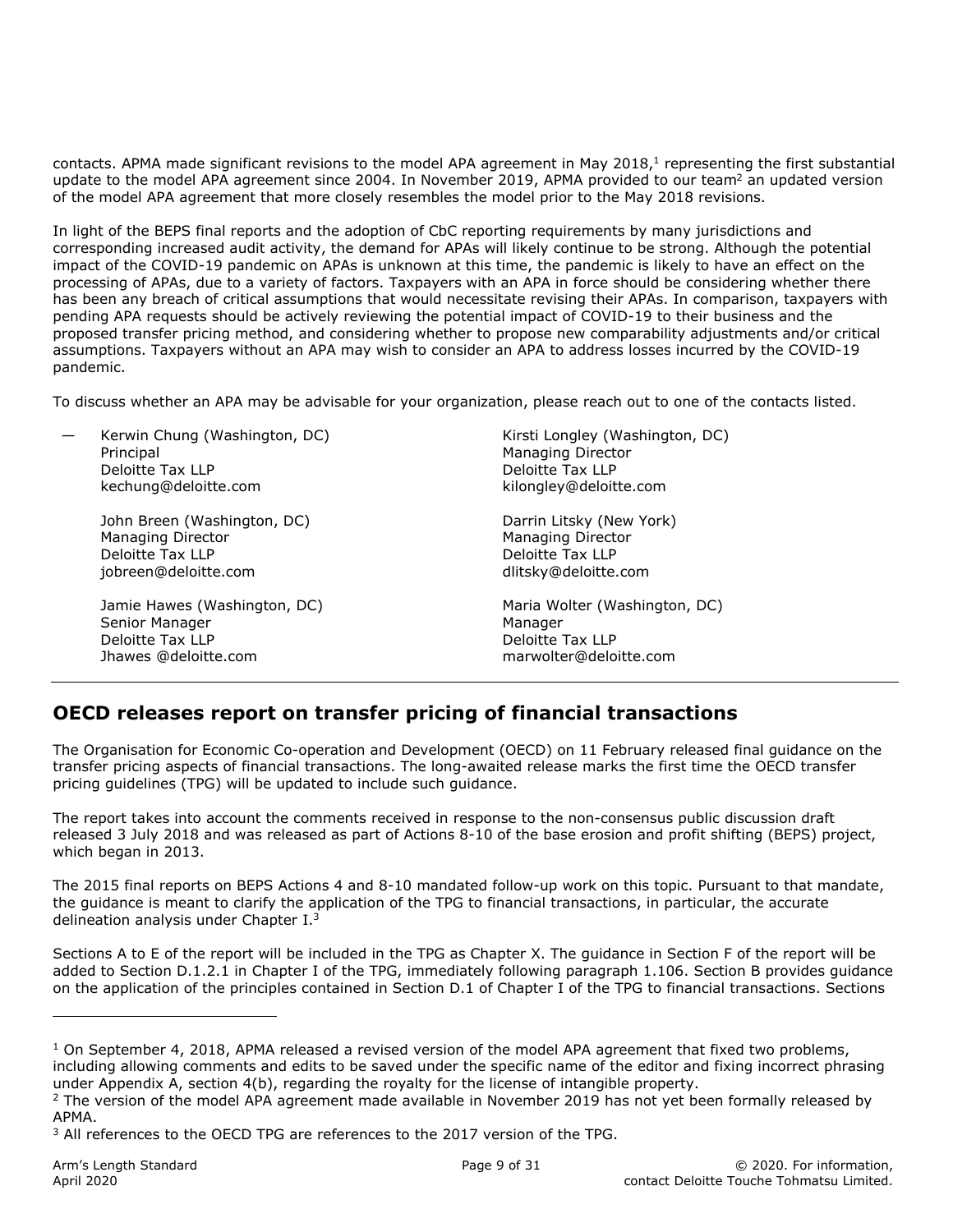contacts. APMA made significant revisions to the model APA agreement in May 2018,[1] representing the first substantial update to the model APA agreement since 2004. In November 2019, APMA provided to our team[2] an updated version of the model APA agreement that more closely resembles the model prior to the May 2018 revisions.

In light of the BEPS final reports and the adoption of CbC reporting requirements by many jurisdictions and corresponding increased audit activity, the demand for APAs will likely continue to be strong. Although the potential impact of the COVID-19 pandemic on APAs is unknown at this time, the pandemic is likely to have an effect on the processing of APAs, due to a variety of factors. Taxpayers with an APA in force should be considering whether there has been any breach of critical assumptions that would necessitate revising their APAs. In comparison, taxpayers with pending APA requests should be actively reviewing the potential impact of COVID-19 to their business and the proposed transfer pricing method, and considering whether to propose new comparability adjustments and/or critical assumptions. Taxpayers without an APA may wish to consider an APA to address losses incurred by the COVID-19 pandemic.

To discuss whether an APA may be advisable for your organization, please reach out to one of the contacts listed.

— Kerwin Chung (Washington, DC)
Principal
Deloitte Tax LLP
kechung@deloitte.com

John Breen (Washington, DC)
Managing Director
Deloitte Tax LLP
jobreen@deloitte.com

Jamie Hawes (Washington, DC)
Senior Manager
Deloitte Tax LLP
Jhawes @deloitte.com

Kirsti Longley (Washington, DC)
Managing Director
Deloitte Tax LLP
kilongley@deloitte.com

Darrin Litsky (New York)
Managing Director
Deloitte Tax LLP
dlitsky@deloitte.com

Maria Wolter (Washington, DC)
Manager
Deloitte Tax LLP
marwolter@deloitte.com

## OECD releases report on transfer pricing of financial transactions

The Organisation for Economic Co-operation and Development (OECD) on 11 February released final guidance on the transfer pricing aspects of financial transactions. The long-awaited release marks the first time the OECD transfer pricing guidelines (TPG) will be updated to include such guidance.

The report takes into account the comments received in response to the non-consensus public discussion draft released 3 July 2018 and was released as part of Actions 8-10 of the base erosion and profit shifting (BEPS) project, which began in 2013.

The 2015 final reports on BEPS Actions 4 and 8-10 mandated follow-up work on this topic. Pursuant to that mandate, the guidance is meant to clarify the application of the TPG to financial transactions, in particular, the accurate delineation analysis under Chapter I.[3]

Sections A to E of the report will be included in the TPG as Chapter X. The guidance in Section F of the report will be added to Section D.1.2.1 in Chapter I of the TPG, immediately following paragraph 1.106. Section B provides guidance on the application of the principles contained in Section D.1 of Chapter I of the TPG to financial transactions. Sections

---

[1] On September 4, 2018, APMA released a revised version of the model APA agreement that fixed two problems, including allowing comments and edits to be saved under the specific name of the editor and fixing incorrect phrasing under Appendix A, section 4(b), regarding the royalty for the license of intangible property.

[2] The version of the model APA agreement made available in November 2019 has not yet been formally released by APMA.

[3] All references to the OECD TPG are references to the 2017 version of the TPG.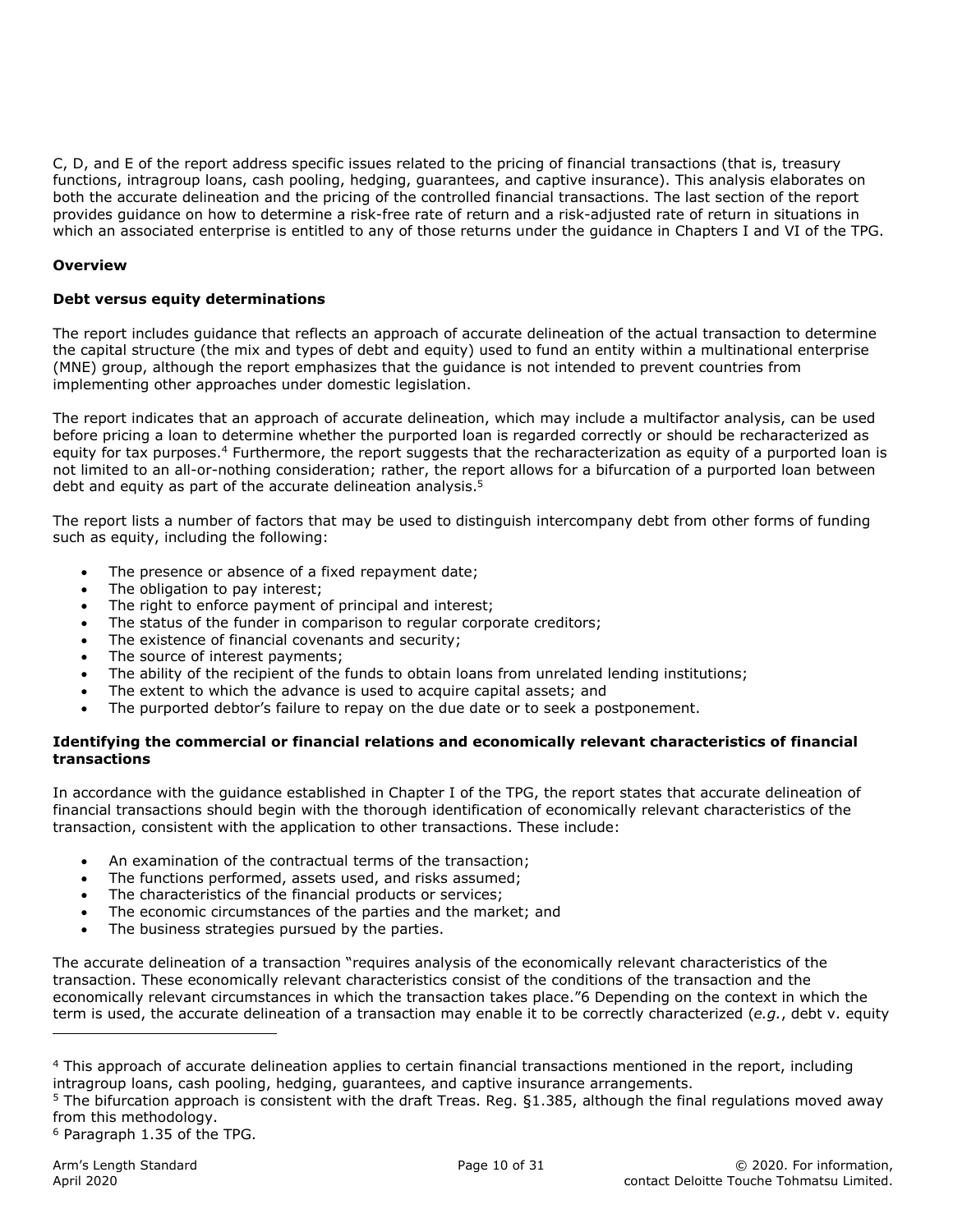C, D, and E of the report address specific issues related to the pricing of financial transactions (that is, treasury functions, intragroup loans, cash pooling, hedging, guarantees, and captive insurance). This analysis elaborates on both the accurate delineation and the pricing of the controlled financial transactions. The last section of the report provides guidance on how to determine a risk-free rate of return and a risk-adjusted rate of return in situations in which an associated enterprise is entitled to any of those returns under the guidance in Chapters I and VI of the TPG.

**Overview**

**Debt versus equity determinations**

The report includes guidance that reflects an approach of accurate delineation of the actual transaction to determine the capital structure (the mix and types of debt and equity) used to fund an entity within a multinational enterprise (MNE) group, although the report emphasizes that the guidance is not intended to prevent countries from implementing other approaches under domestic legislation.

The report indicates that an approach of accurate delineation, which may include a multifactor analysis, can be used before pricing a loan to determine whether the purported loan is regarded correctly or should be recharacterized as equity for tax purposes.[4] Furthermore, the report suggests that the recharacterization as equity of a purported loan is not limited to an all-or-nothing consideration; rather, the report allows for a bifurcation of a purported loan between debt and equity as part of the accurate delineation analysis.[5]

The report lists a number of factors that may be used to distinguish intercompany debt from other forms of funding such as equity, including the following:

- The presence or absence of a fixed repayment date;
- The obligation to pay interest;
- The right to enforce payment of principal and interest;
- The status of the funder in comparison to regular corporate creditors;
- The existence of financial covenants and security;
- The source of interest payments;
- The ability of the recipient of the funds to obtain loans from unrelated lending institutions;
- The extent to which the advance is used to acquire capital assets; and
- The purported debtor's failure to repay on the due date or to seek a postponement.

**Identifying the commercial or financial relations and economically relevant characteristics of financial transactions**

In accordance with the guidance established in Chapter I of the TPG, the report states that accurate delineation of financial transactions should begin with the thorough identification of economically relevant characteristics of the transaction, consistent with the application to other transactions. These include:

- An examination of the contractual terms of the transaction;
- The functions performed, assets used, and risks assumed;
- The characteristics of the financial products or services;
- The economic circumstances of the parties and the market; and
- The business strategies pursued by the parties.

The accurate delineation of a transaction "requires analysis of the economically relevant characteristics of the transaction. These economically relevant characteristics consist of the conditions of the transaction and the economically relevant circumstances in which the transaction takes place."6 Depending on the context in which the term is used, the accurate delineation of a transaction may enable it to be correctly characterized (*e.g.*, debt v. equity

---

[4] This approach of accurate delineation applies to certain financial transactions mentioned in the report, including intragroup loans, cash pooling, hedging, guarantees, and captive insurance arrangements.

[5] The bifurcation approach is consistent with the draft Treas. Reg. §1.385, although the final regulations moved away from this methodology.

[6] Paragraph 1.35 of the TPG.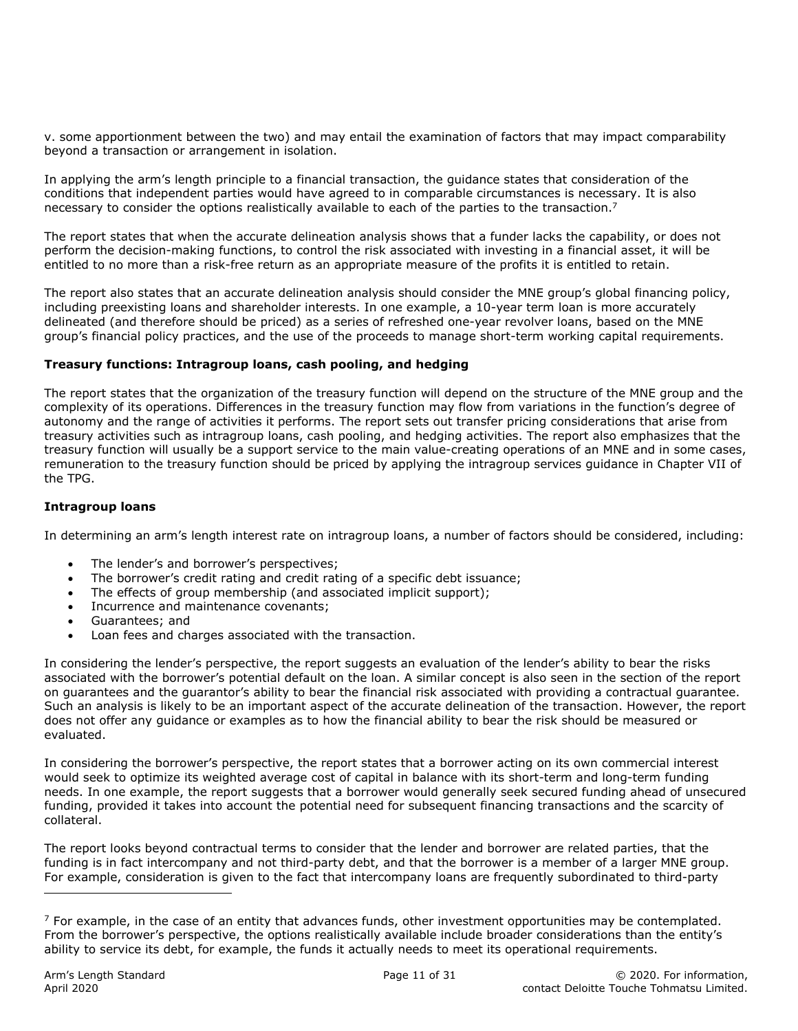v. some apportionment between the two) and may entail the examination of factors that may impact comparability beyond a transaction or arrangement in isolation.

In applying the arm's length principle to a financial transaction, the guidance states that consideration of the conditions that independent parties would have agreed to in comparable circumstances is necessary. It is also necessary to consider the options realistically available to each of the parties to the transaction.[7]

The report states that when the accurate delineation analysis shows that a funder lacks the capability, or does not perform the decision-making functions, to control the risk associated with investing in a financial asset, it will be entitled to no more than a risk-free return as an appropriate measure of the profits it is entitled to retain.

The report also states that an accurate delineation analysis should consider the MNE group's global financing policy, including preexisting loans and shareholder interests. In one example, a 10-year term loan is more accurately delineated (and therefore should be priced) as a series of refreshed one-year revolver loans, based on the MNE group's financial policy practices, and the use of the proceeds to manage short-term working capital requirements.

**Treasury functions: Intragroup loans, cash pooling, and hedging**

The report states that the organization of the treasury function will depend on the structure of the MNE group and the complexity of its operations. Differences in the treasury function may flow from variations in the function's degree of autonomy and the range of activities it performs. The report sets out transfer pricing considerations that arise from treasury activities such as intragroup loans, cash pooling, and hedging activities. The report also emphasizes that the treasury function will usually be a support service to the main value-creating operations of an MNE and in some cases, remuneration to the treasury function should be priced by applying the intragroup services guidance in Chapter VII of the TPG.

**Intragroup loans**

In determining an arm's length interest rate on intragroup loans, a number of factors should be considered, including:

- The lender's and borrower's perspectives;
- The borrower's credit rating and credit rating of a specific debt issuance;
- The effects of group membership (and associated implicit support);
- Incurrence and maintenance covenants;
- Guarantees; and
- Loan fees and charges associated with the transaction.

In considering the lender's perspective, the report suggests an evaluation of the lender's ability to bear the risks associated with the borrower's potential default on the loan. A similar concept is also seen in the section of the report on guarantees and the guarantor's ability to bear the financial risk associated with providing a contractual guarantee. Such an analysis is likely to be an important aspect of the accurate delineation of the transaction. However, the report does not offer any guidance or examples as to how the financial ability to bear the risk should be measured or evaluated.

In considering the borrower's perspective, the report states that a borrower acting on its own commercial interest would seek to optimize its weighted average cost of capital in balance with its short-term and long-term funding needs. In one example, the report suggests that a borrower would generally seek secured funding ahead of unsecured funding, provided it takes into account the potential need for subsequent financing transactions and the scarcity of collateral.

The report looks beyond contractual terms to consider that the lender and borrower are related parties, that the funding is in fact intercompany and not third-party debt, and that the borrower is a member of a larger MNE group. For example, consideration is given to the fact that intercompany loans are frequently subordinated to third-party

---

[7] For example, in the case of an entity that advances funds, other investment opportunities may be contemplated. From the borrower's perspective, the options realistically available include broader considerations than the entity's ability to service its debt, for example, the funds it actually needs to meet its operational requirements.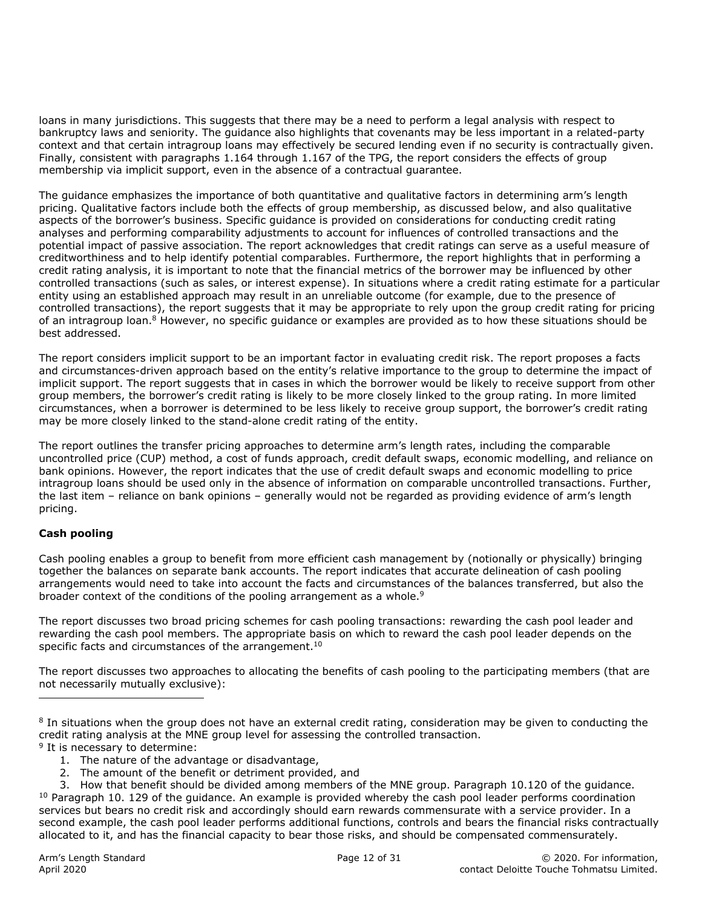loans in many jurisdictions. This suggests that there may be a need to perform a legal analysis with respect to bankruptcy laws and seniority. The guidance also highlights that covenants may be less important in a related-party context and that certain intragroup loans may effectively be secured lending even if no security is contractually given. Finally, consistent with paragraphs 1.164 through 1.167 of the TPG, the report considers the effects of group membership via implicit support, even in the absence of a contractual guarantee.

The guidance emphasizes the importance of both quantitative and qualitative factors in determining arm's length pricing. Qualitative factors include both the effects of group membership, as discussed below, and also qualitative aspects of the borrower's business. Specific guidance is provided on considerations for conducting credit rating analyses and performing comparability adjustments to account for influences of controlled transactions and the potential impact of passive association. The report acknowledges that credit ratings can serve as a useful measure of creditworthiness and to help identify potential comparables. Furthermore, the report highlights that in performing a credit rating analysis, it is important to note that the financial metrics of the borrower may be influenced by other controlled transactions (such as sales, or interest expense). In situations where a credit rating estimate for a particular entity using an established approach may result in an unreliable outcome (for example, due to the presence of controlled transactions), the report suggests that it may be appropriate to rely upon the group credit rating for pricing of an intragroup loan.[8] However, no specific guidance or examples are provided as to how these situations should be best addressed.

The report considers implicit support to be an important factor in evaluating credit risk. The report proposes a facts and circumstances-driven approach based on the entity's relative importance to the group to determine the impact of implicit support. The report suggests that in cases in which the borrower would be likely to receive support from other group members, the borrower's credit rating is likely to be more closely linked to the group rating. In more limited circumstances, when a borrower is determined to be less likely to receive group support, the borrower's credit rating may be more closely linked to the stand-alone credit rating of the entity.

The report outlines the transfer pricing approaches to determine arm's length rates, including the comparable uncontrolled price (CUP) method, a cost of funds approach, credit default swaps, economic modelling, and reliance on bank opinions. However, the report indicates that the use of credit default swaps and economic modelling to price intragroup loans should be used only in the absence of information on comparable uncontrolled transactions. Further, the last item – reliance on bank opinions – generally would not be regarded as providing evidence of arm's length pricing.

**Cash pooling**

Cash pooling enables a group to benefit from more efficient cash management by (notionally or physically) bringing together the balances on separate bank accounts. The report indicates that accurate delineation of cash pooling arrangements would need to take into account the facts and circumstances of the balances transferred, but also the broader context of the conditions of the pooling arrangement as a whole.[9]

The report discusses two broad pricing schemes for cash pooling transactions: rewarding the cash pool leader and rewarding the cash pool members. The appropriate basis on which to reward the cash pool leader depends on the specific facts and circumstances of the arrangement.[10]

The report discusses two approaches to allocating the benefits of cash pooling to the participating members (that are not necessarily mutually exclusive):

---

[8] In situations when the group does not have an external credit rating, consideration may be given to conducting the credit rating analysis at the MNE group level for assessing the controlled transaction.

[9] It is necessary to determine:

1. The nature of the advantage or disadvantage,
2. The amount of the benefit or detriment provided, and
3. How that benefit should be divided among members of the MNE group. Paragraph 10.120 of the guidance.

[10] Paragraph 10. 129 of the guidance. An example is provided whereby the cash pool leader performs coordination services but bears no credit risk and accordingly should earn rewards commensurate with a service provider. In a second example, the cash pool leader performs additional functions, controls and bears the financial risks contractually allocated to it, and has the financial capacity to bear those risks, and should be compensated commensurately.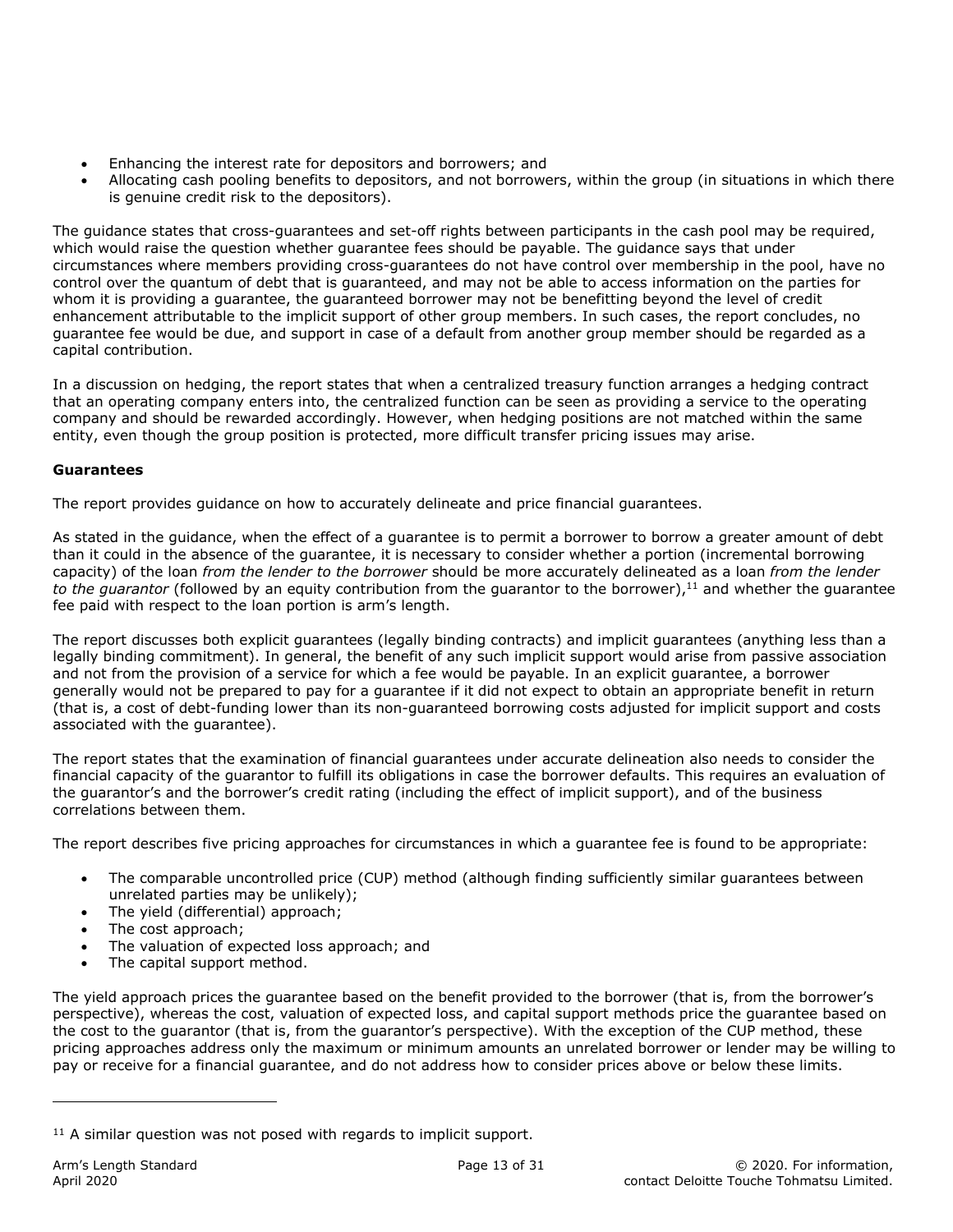- Enhancing the interest rate for depositors and borrowers; and
- Allocating cash pooling benefits to depositors, and not borrowers, within the group (in situations in which there is genuine credit risk to the depositors).

The guidance states that cross-guarantees and set-off rights between participants in the cash pool may be required, which would raise the question whether guarantee fees should be payable. The guidance says that under circumstances where members providing cross-guarantees do not have control over membership in the pool, have no control over the quantum of debt that is guaranteed, and may not be able to access information on the parties for whom it is providing a guarantee, the guaranteed borrower may not be benefitting beyond the level of credit enhancement attributable to the implicit support of other group members. In such cases, the report concludes, no guarantee fee would be due, and support in case of a default from another group member should be regarded as a capital contribution.

In a discussion on hedging, the report states that when a centralized treasury function arranges a hedging contract that an operating company enters into, the centralized function can be seen as providing a service to the operating company and should be rewarded accordingly. However, when hedging positions are not matched within the same entity, even though the group position is protected, more difficult transfer pricing issues may arise.

**Guarantees**

The report provides guidance on how to accurately delineate and price financial guarantees.

As stated in the guidance, when the effect of a guarantee is to permit a borrower to borrow a greater amount of debt than it could in the absence of the guarantee, it is necessary to consider whether a portion (incremental borrowing capacity) of the loan *from the lender to the borrower* should be more accurately delineated as a loan *from the lender to the guarantor* (followed by an equity contribution from the guarantor to the borrower),[11] and whether the guarantee fee paid with respect to the loan portion is arm's length.

The report discusses both explicit guarantees (legally binding contracts) and implicit guarantees (anything less than a legally binding commitment). In general, the benefit of any such implicit support would arise from passive association and not from the provision of a service for which a fee would be payable. In an explicit guarantee, a borrower generally would not be prepared to pay for a guarantee if it did not expect to obtain an appropriate benefit in return (that is, a cost of debt-funding lower than its non-guaranteed borrowing costs adjusted for implicit support and costs associated with the guarantee).

The report states that the examination of financial guarantees under accurate delineation also needs to consider the financial capacity of the guarantor to fulfill its obligations in case the borrower defaults. This requires an evaluation of the guarantor's and the borrower's credit rating (including the effect of implicit support), and of the business correlations between them.

The report describes five pricing approaches for circumstances in which a guarantee fee is found to be appropriate:

- The comparable uncontrolled price (CUP) method (although finding sufficiently similar guarantees between unrelated parties may be unlikely);
- The yield (differential) approach;
- The cost approach;
- The valuation of expected loss approach; and
- The capital support method.

The yield approach prices the guarantee based on the benefit provided to the borrower (that is, from the borrower's perspective), whereas the cost, valuation of expected loss, and capital support methods price the guarantee based on the cost to the guarantor (that is, from the guarantor's perspective). With the exception of the CUP method, these pricing approaches address only the maximum or minimum amounts an unrelated borrower or lender may be willing to pay or receive for a financial guarantee, and do not address how to consider prices above or below these limits.

---

[11] A similar question was not posed with regards to implicit support.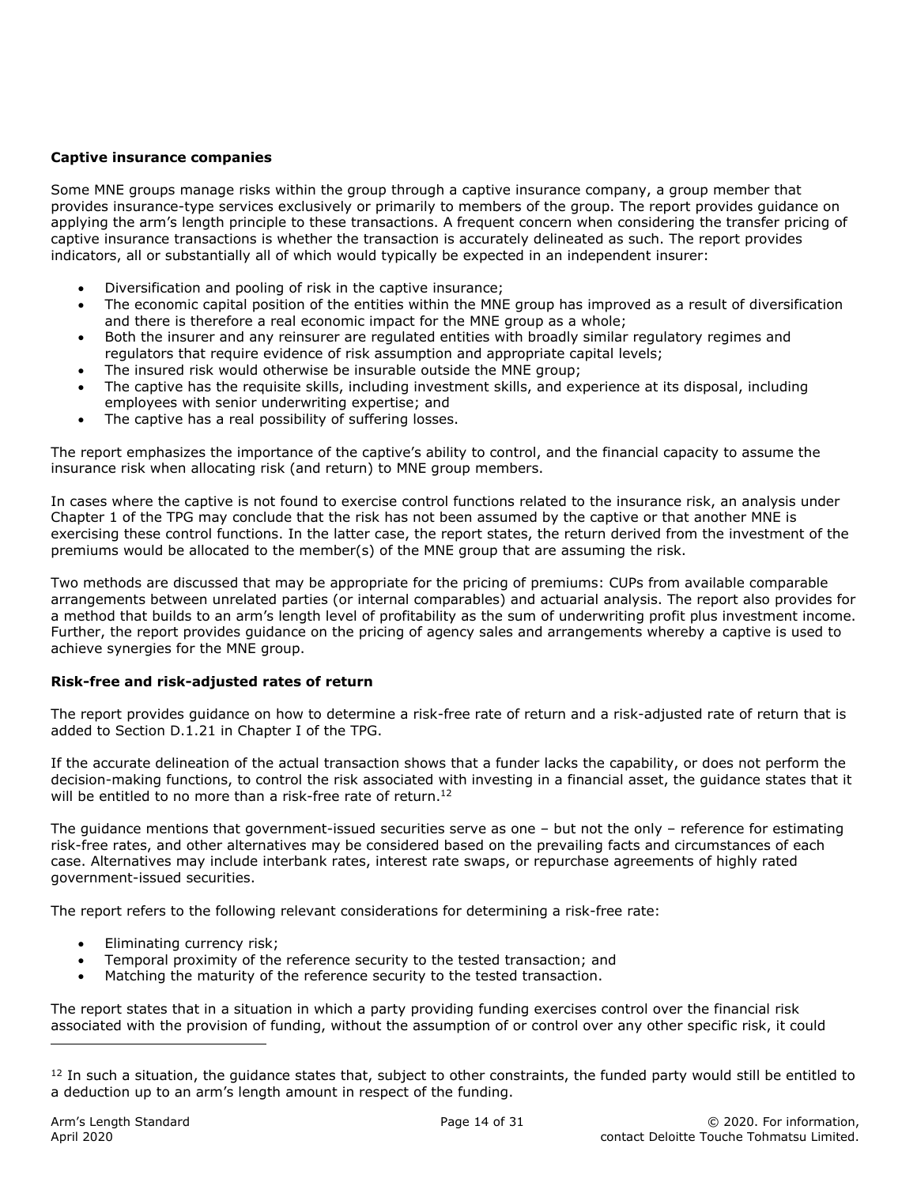**Captive insurance companies**

Some MNE groups manage risks within the group through a captive insurance company, a group member that provides insurance-type services exclusively or primarily to members of the group. The report provides guidance on applying the arm's length principle to these transactions. A frequent concern when considering the transfer pricing of captive insurance transactions is whether the transaction is accurately delineated as such. The report provides indicators, all or substantially all of which would typically be expected in an independent insurer:

- Diversification and pooling of risk in the captive insurance;
- The economic capital position of the entities within the MNE group has improved as a result of diversification and there is therefore a real economic impact for the MNE group as a whole;
- Both the insurer and any reinsurer are regulated entities with broadly similar regulatory regimes and regulators that require evidence of risk assumption and appropriate capital levels;
- The insured risk would otherwise be insurable outside the MNE group;
- The captive has the requisite skills, including investment skills, and experience at its disposal, including employees with senior underwriting expertise; and
- The captive has a real possibility of suffering losses.

The report emphasizes the importance of the captive's ability to control, and the financial capacity to assume the insurance risk when allocating risk (and return) to MNE group members.

In cases where the captive is not found to exercise control functions related to the insurance risk, an analysis under Chapter 1 of the TPG may conclude that the risk has not been assumed by the captive or that another MNE is exercising these control functions. In the latter case, the report states, the return derived from the investment of the premiums would be allocated to the member(s) of the MNE group that are assuming the risk.

Two methods are discussed that may be appropriate for the pricing of premiums: CUPs from available comparable arrangements between unrelated parties (or internal comparables) and actuarial analysis. The report also provides for a method that builds to an arm's length level of profitability as the sum of underwriting profit plus investment income. Further, the report provides guidance on the pricing of agency sales and arrangements whereby a captive is used to achieve synergies for the MNE group.

**Risk-free and risk-adjusted rates of return**

The report provides guidance on how to determine a risk-free rate of return and a risk-adjusted rate of return that is added to Section D.1.21 in Chapter I of the TPG.

If the accurate delineation of the actual transaction shows that a funder lacks the capability, or does not perform the decision-making functions, to control the risk associated with investing in a financial asset, the guidance states that it will be entitled to no more than a risk-free rate of return.[12]

The guidance mentions that government-issued securities serve as one – but not the only – reference for estimating risk-free rates, and other alternatives may be considered based on the prevailing facts and circumstances of each case. Alternatives may include interbank rates, interest rate swaps, or repurchase agreements of highly rated government-issued securities.

The report refers to the following relevant considerations for determining a risk-free rate:

- Eliminating currency risk;
- Temporal proximity of the reference security to the tested transaction; and
- Matching the maturity of the reference security to the tested transaction.

The report states that in a situation in which a party providing funding exercises control over the financial risk associated with the provision of funding, without the assumption of or control over any other specific risk, it could

[12] In such a situation, the guidance states that, subject to other constraints, the funded party would still be entitled to a deduction up to an arm's length amount in respect of the funding.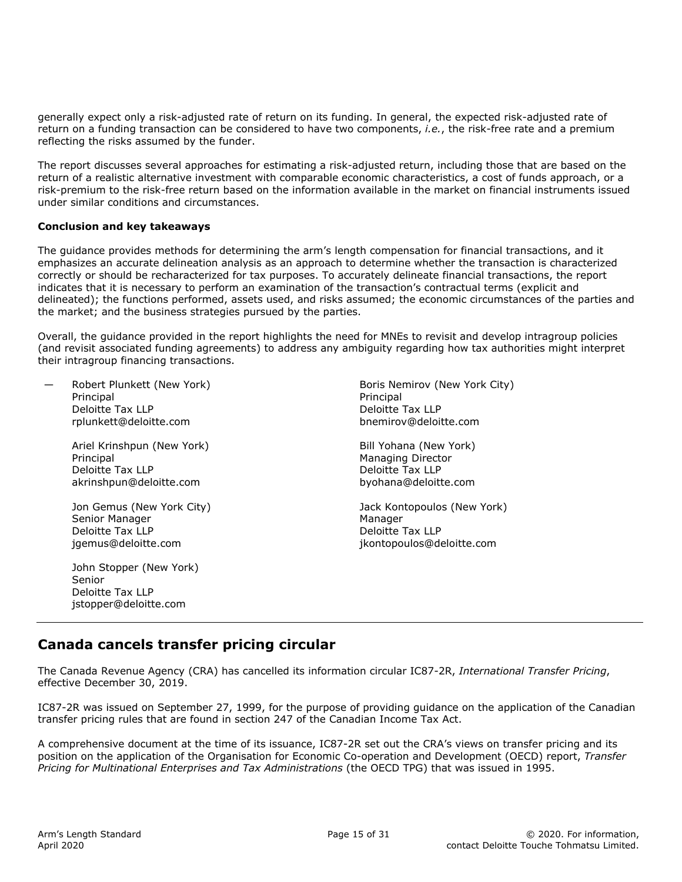generally expect only a risk-adjusted rate of return on its funding. In general, the expected risk-adjusted rate of return on a funding transaction can be considered to have two components, *i.e.*, the risk-free rate and a premium reflecting the risks assumed by the funder.

The report discusses several approaches for estimating a risk-adjusted return, including those that are based on the return of a realistic alternative investment with comparable economic characteristics, a cost of funds approach, or a risk-premium to the risk-free return based on the information available in the market on financial instruments issued under similar conditions and circumstances.

**Conclusion and key takeaways**

The guidance provides methods for determining the arm's length compensation for financial transactions, and it emphasizes an accurate delineation analysis as an approach to determine whether the transaction is characterized correctly or should be recharacterized for tax purposes. To accurately delineate financial transactions, the report indicates that it is necessary to perform an examination of the transaction's contractual terms (explicit and delineated); the functions performed, assets used, and risks assumed; the economic circumstances of the parties and the market; and the business strategies pursued by the parties.

Overall, the guidance provided in the report highlights the need for MNEs to revisit and develop intragroup policies (and revisit associated funding agreements) to address any ambiguity regarding how tax authorities might interpret their intragroup financing transactions.

— Robert Plunkett (New York)
Principal
Deloitte Tax LLP
rplunkett@deloitte.com

Ariel Krinshpun (New York)
Principal
Deloitte Tax LLP
akrinshpun@deloitte.com

Jon Gemus (New York City)
Senior Manager
Deloitte Tax LLP
jgemus@deloitte.com

John Stopper (New York)
Senior
Deloitte Tax LLP
jstopper@deloitte.com

Boris Nemirov (New York City)
Principal
Deloitte Tax LLP
bnemirov@deloitte.com

Bill Yohana (New York)
Managing Director
Deloitte Tax LLP
byohana@deloitte.com

Jack Kontopoulos (New York)
Manager
Deloitte Tax LLP
jkontopoulos@deloitte.com

---

## Canada cancels transfer pricing circular

The Canada Revenue Agency (CRA) has cancelled its information circular IC87-2R, *International Transfer Pricing*, effective December 30, 2019.

IC87-2R was issued on September 27, 1999, for the purpose of providing guidance on the application of the Canadian transfer pricing rules that are found in section 247 of the Canadian Income Tax Act.

A comprehensive document at the time of its issuance, IC87-2R set out the CRA's views on transfer pricing and its position on the application of the Organisation for Economic Co-operation and Development (OECD) report, *Transfer Pricing for Multinational Enterprises and Tax Administrations* (the OECD TPG) that was issued in 1995.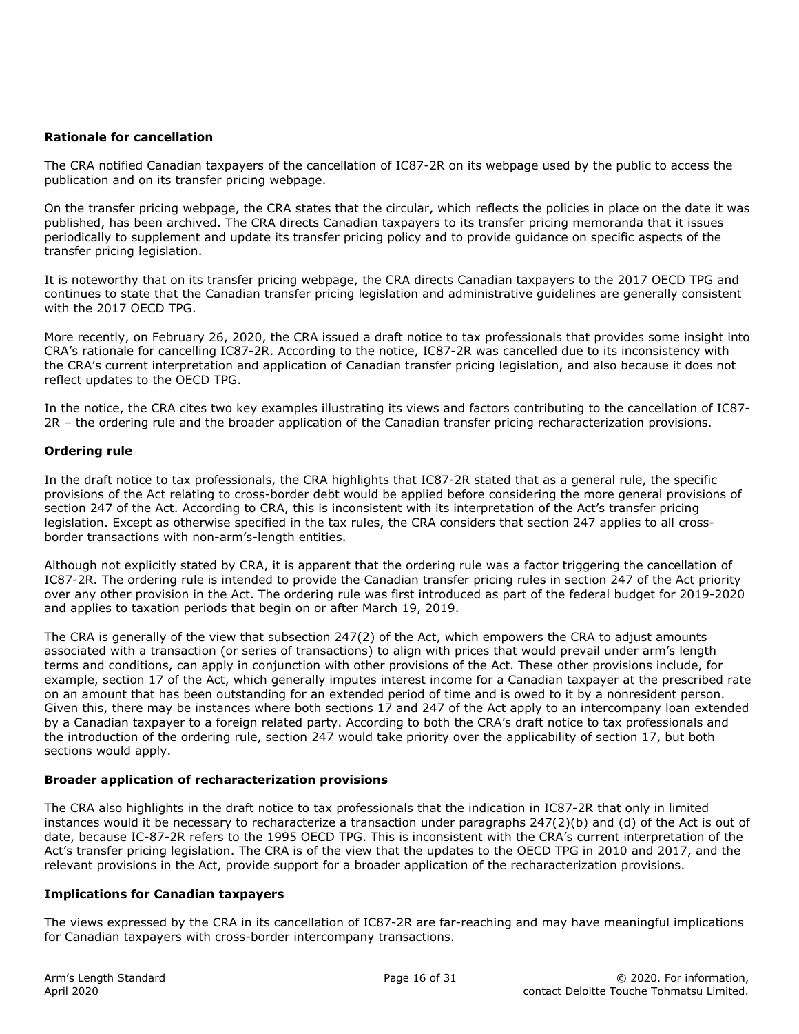**Rationale for cancellation**

The CRA notified Canadian taxpayers of the cancellation of IC87-2R on its webpage used by the public to access the publication and on its transfer pricing webpage.

On the transfer pricing webpage, the CRA states that the circular, which reflects the policies in place on the date it was published, has been archived. The CRA directs Canadian taxpayers to its transfer pricing memoranda that it issues periodically to supplement and update its transfer pricing policy and to provide guidance on specific aspects of the transfer pricing legislation.

It is noteworthy that on its transfer pricing webpage, the CRA directs Canadian taxpayers to the 2017 OECD TPG and continues to state that the Canadian transfer pricing legislation and administrative guidelines are generally consistent with the 2017 OECD TPG.

More recently, on February 26, 2020, the CRA issued a draft notice to tax professionals that provides some insight into CRA's rationale for cancelling IC87-2R. According to the notice, IC87-2R was cancelled due to its inconsistency with the CRA's current interpretation and application of Canadian transfer pricing legislation, and also because it does not reflect updates to the OECD TPG.

In the notice, the CRA cites two key examples illustrating its views and factors contributing to the cancellation of IC87-2R – the ordering rule and the broader application of the Canadian transfer pricing recharacterization provisions.

**Ordering rule**

In the draft notice to tax professionals, the CRA highlights that IC87-2R stated that as a general rule, the specific provisions of the Act relating to cross-border debt would be applied before considering the more general provisions of section 247 of the Act. According to CRA, this is inconsistent with its interpretation of the Act's transfer pricing legislation. Except as otherwise specified in the tax rules, the CRA considers that section 247 applies to all cross-border transactions with non-arm's-length entities.

Although not explicitly stated by CRA, it is apparent that the ordering rule was a factor triggering the cancellation of IC87-2R. The ordering rule is intended to provide the Canadian transfer pricing rules in section 247 of the Act priority over any other provision in the Act. The ordering rule was first introduced as part of the federal budget for 2019-2020 and applies to taxation periods that begin on or after March 19, 2019.

The CRA is generally of the view that subsection 247(2) of the Act, which empowers the CRA to adjust amounts associated with a transaction (or series of transactions) to align with prices that would prevail under arm's length terms and conditions, can apply in conjunction with other provisions of the Act. These other provisions include, for example, section 17 of the Act, which generally imputes interest income for a Canadian taxpayer at the prescribed rate on an amount that has been outstanding for an extended period of time and is owed to it by a nonresident person. Given this, there may be instances where both sections 17 and 247 of the Act apply to an intercompany loan extended by a Canadian taxpayer to a foreign related party. According to both the CRA's draft notice to tax professionals and the introduction of the ordering rule, section 247 would take priority over the applicability of section 17, but both sections would apply.

**Broader application of recharacterization provisions**

The CRA also highlights in the draft notice to tax professionals that the indication in IC87-2R that only in limited instances would it be necessary to recharacterize a transaction under paragraphs 247(2)(b) and (d) of the Act is out of date, because IC-87-2R refers to the 1995 OECD TPG. This is inconsistent with the CRA's current interpretation of the Act's transfer pricing legislation. The CRA is of the view that the updates to the OECD TPG in 2010 and 2017, and the relevant provisions in the Act, provide support for a broader application of the recharacterization provisions.

**Implications for Canadian taxpayers**

The views expressed by the CRA in its cancellation of IC87-2R are far-reaching and may have meaningful implications for Canadian taxpayers with cross-border intercompany transactions.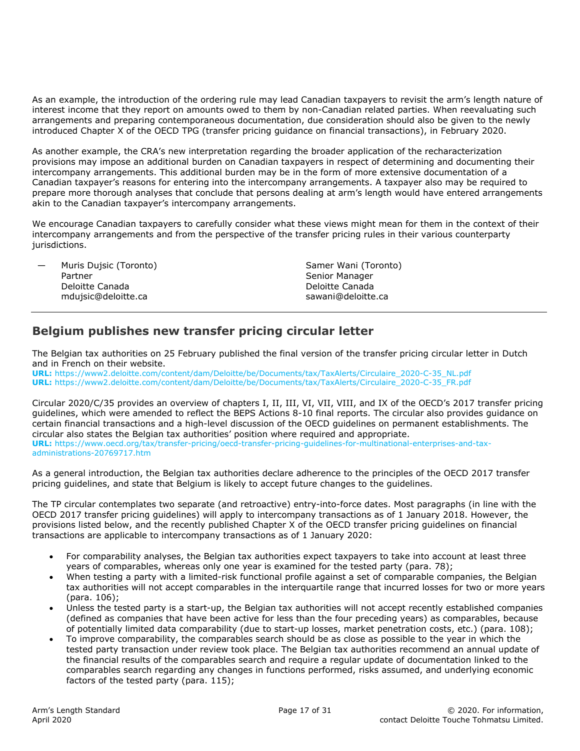As an example, the introduction of the ordering rule may lead Canadian taxpayers to revisit the arm's length nature of interest income that they report on amounts owed to them by non-Canadian related parties. When reevaluating such arrangements and preparing contemporaneous documentation, due consideration should also be given to the newly introduced Chapter X of the OECD TPG (transfer pricing guidance on financial transactions), in February 2020.

As another example, the CRA's new interpretation regarding the broader application of the recharacterization provisions may impose an additional burden on Canadian taxpayers in respect of determining and documenting their intercompany arrangements. This additional burden may be in the form of more extensive documentation of a Canadian taxpayer's reasons for entering into the intercompany arrangements. A taxpayer also may be required to prepare more thorough analyses that conclude that persons dealing at arm's length would have entered arrangements akin to the Canadian taxpayer's intercompany arrangements.

We encourage Canadian taxpayers to carefully consider what these views might mean for them in the context of their intercompany arrangements and from the perspective of the transfer pricing rules in their various counterparty jurisdictions.

— Muris Dujsic (Toronto)
Partner
Deloitte Canada
mdujsic@deloitte.ca

Samer Wani (Toronto)
Senior Manager
Deloitte Canada
sawani@deloitte.ca

---

## Belgium publishes new transfer pricing circular letter

The Belgian tax authorities on 25 February published the final version of the transfer pricing circular letter in Dutch and in French on their website.
**URL:** https://www2.deloitte.com/content/dam/Deloitte/be/Documents/tax/TaxAlerts/Circulaire_2020-C-35_NL.pdf
**URL:** https://www2.deloitte.com/content/dam/Deloitte/be/Documents/tax/TaxAlerts/Circulaire_2020-C-35_FR.pdf

Circular 2020/C/35 provides an overview of chapters I, II, III, VI, VII, VIII, and IX of the OECD's 2017 transfer pricing guidelines, which were amended to reflect the BEPS Actions 8-10 final reports. The circular also provides guidance on certain financial transactions and a high-level discussion of the OECD guidelines on permanent establishments. The circular also states the Belgian tax authorities' position where required and appropriate.
**URL:** https://www.oecd.org/tax/transfer-pricing/oecd-transfer-pricing-guidelines-for-multinational-enterprises-and-tax-administrations-20769717.htm

As a general introduction, the Belgian tax authorities declare adherence to the principles of the OECD 2017 transfer pricing guidelines, and state that Belgium is likely to accept future changes to the guidelines.

The TP circular contemplates two separate (and retroactive) entry-into-force dates. Most paragraphs (in line with the OECD 2017 transfer pricing guidelines) will apply to intercompany transactions as of 1 January 2018. However, the provisions listed below, and the recently published Chapter X of the OECD transfer pricing guidelines on financial transactions are applicable to intercompany transactions as of 1 January 2020:

- For comparability analyses, the Belgian tax authorities expect taxpayers to take into account at least three years of comparables, whereas only one year is examined for the tested party (para. 78);
- When testing a party with a limited-risk functional profile against a set of comparable companies, the Belgian tax authorities will not accept comparables in the interquartile range that incurred losses for two or more years (para. 106);
- Unless the tested party is a start-up, the Belgian tax authorities will not accept recently established companies (defined as companies that have been active for less than the four preceding years) as comparables, because of potentially limited data comparability (due to start-up losses, market penetration costs, etc.) (para. 108);
- To improve comparability, the comparables search should be as close as possible to the year in which the tested party transaction under review took place. The Belgian tax authorities recommend an annual update of the financial results of the comparables search and require a regular update of documentation linked to the comparables search regarding any changes in functions performed, risks assumed, and underlying economic factors of the tested party (para. 115);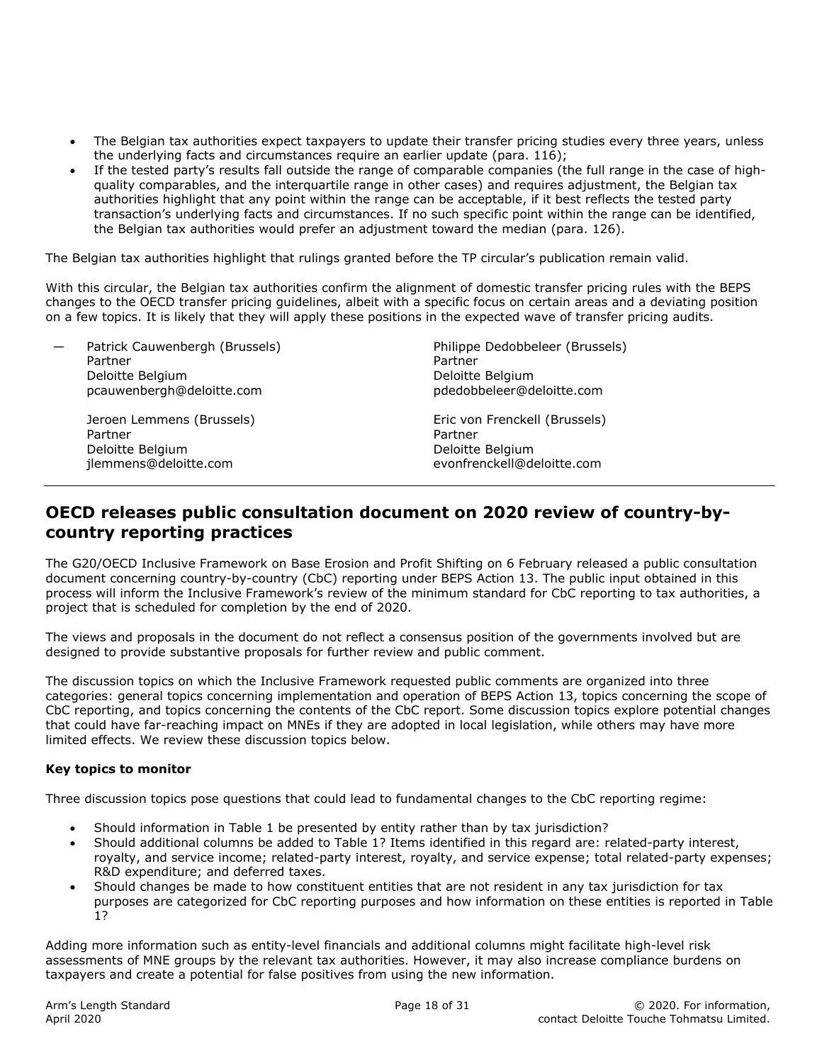- The Belgian tax authorities expect taxpayers to update their transfer pricing studies every three years, unless the underlying facts and circumstances require an earlier update (para. 116);
- If the tested party's results fall outside the range of comparable companies (the full range in the case of high-quality comparables, and the interquartile range in other cases) and requires adjustment, the Belgian tax authorities highlight that any point within the range can be acceptable, if it best reflects the tested party transaction's underlying facts and circumstances. If no such specific point within the range can be identified, the Belgian tax authorities would prefer an adjustment toward the median (para. 126).

The Belgian tax authorities highlight that rulings granted before the TP circular's publication remain valid.

With this circular, the Belgian tax authorities confirm the alignment of domestic transfer pricing rules with the BEPS changes to the OECD transfer pricing guidelines, albeit with a specific focus on certain areas and a deviating position on a few topics. It is likely that they will apply these positions in the expected wave of transfer pricing audits.

— Patrick Cauwenbergh (Brussels)
Partner
Deloitte Belgium
pcauwenbergh@deloitte.com

Philippe Dedobbeleer (Brussels)
Partner
Deloitte Belgium
pdedobbeleer@deloitte.com

Jeroen Lemmens (Brussels)
Partner
Deloitte Belgium
jlemmens@deloitte.com

Eric von Frenckell (Brussels)
Partner
Deloitte Belgium
evonfrenckell@deloitte.com

## OECD releases public consultation document on 2020 review of country-by-country reporting practices

The G20/OECD Inclusive Framework on Base Erosion and Profit Shifting on 6 February released a public consultation document concerning country-by-country (CbC) reporting under BEPS Action 13. The public input obtained in this process will inform the Inclusive Framework's review of the minimum standard for CbC reporting to tax authorities, a project that is scheduled for completion by the end of 2020.

The views and proposals in the document do not reflect a consensus position of the governments involved but are designed to provide substantive proposals for further review and public comment.

The discussion topics on which the Inclusive Framework requested public comments are organized into three categories: general topics concerning implementation and operation of BEPS Action 13, topics concerning the scope of CbC reporting, and topics concerning the contents of the CbC report. Some discussion topics explore potential changes that could have far-reaching impact on MNEs if they are adopted in local legislation, while others may have more limited effects. We review these discussion topics below.

**Key topics to monitor**

Three discussion topics pose questions that could lead to fundamental changes to the CbC reporting regime:

- Should information in Table 1 be presented by entity rather than by tax jurisdiction?
- Should additional columns be added to Table 1? Items identified in this regard are: related-party interest, royalty, and service income; related-party interest, royalty, and service expense; total related-party expenses; R&D expenditure; and deferred taxes.
- Should changes be made to how constituent entities that are not resident in any tax jurisdiction for tax purposes are categorized for CbC reporting purposes and how information on these entities is reported in Table 1?

Adding more information such as entity-level financials and additional columns might facilitate high-level risk assessments of MNE groups by the relevant tax authorities. However, it may also increase compliance burdens on taxpayers and create a potential for false positives from using the new information.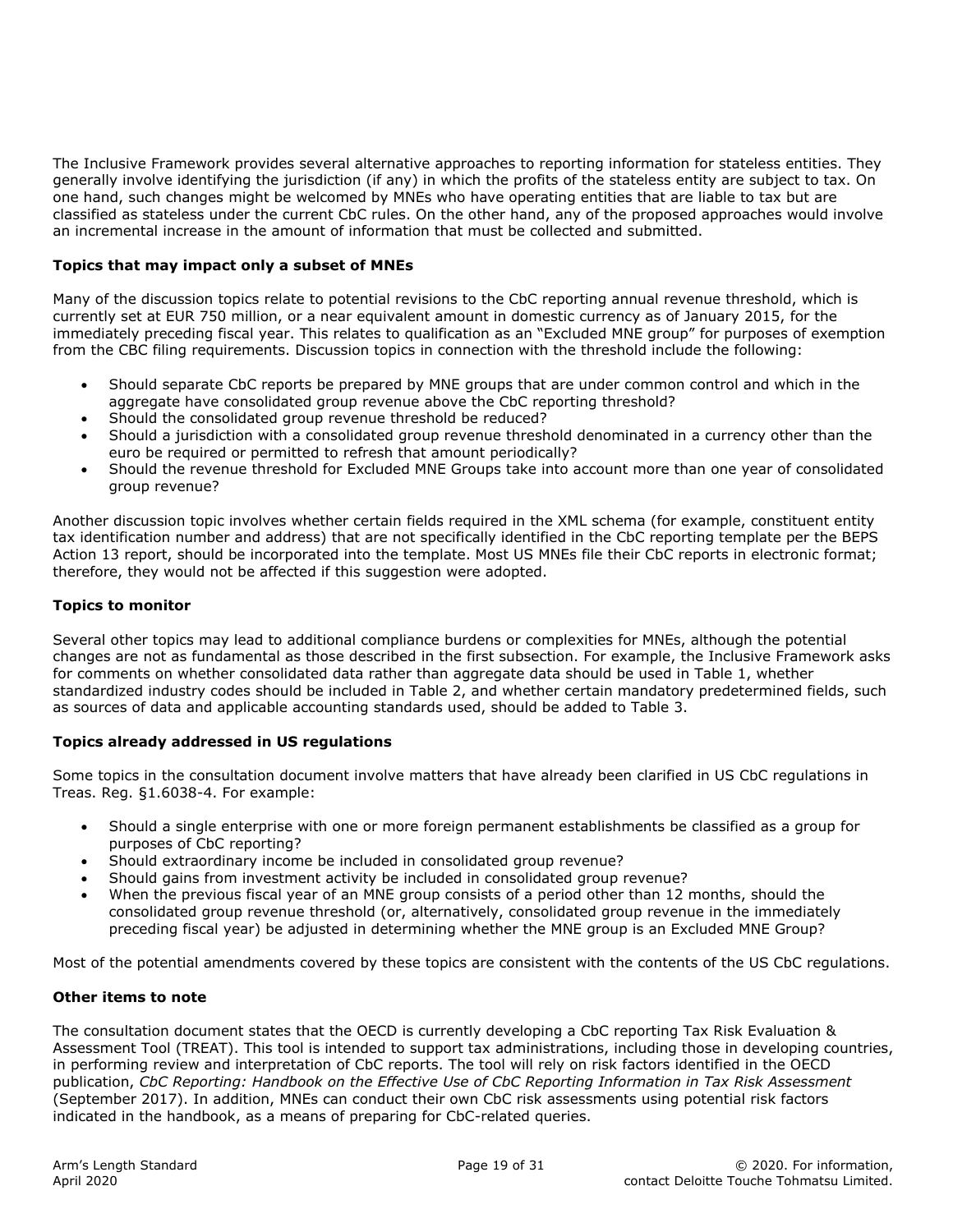The Inclusive Framework provides several alternative approaches to reporting information for stateless entities. They generally involve identifying the jurisdiction (if any) in which the profits of the stateless entity are subject to tax. On one hand, such changes might be welcomed by MNEs who have operating entities that are liable to tax but are classified as stateless under the current CbC rules. On the other hand, any of the proposed approaches would involve an incremental increase in the amount of information that must be collected and submitted.

**Topics that may impact only a subset of MNEs**

Many of the discussion topics relate to potential revisions to the CbC reporting annual revenue threshold, which is currently set at EUR 750 million, or a near equivalent amount in domestic currency as of January 2015, for the immediately preceding fiscal year. This relates to qualification as an "Excluded MNE group" for purposes of exemption from the CBC filing requirements. Discussion topics in connection with the threshold include the following:

- Should separate CbC reports be prepared by MNE groups that are under common control and which in the aggregate have consolidated group revenue above the CbC reporting threshold?
- Should the consolidated group revenue threshold be reduced?
- Should a jurisdiction with a consolidated group revenue threshold denominated in a currency other than the euro be required or permitted to refresh that amount periodically?
- Should the revenue threshold for Excluded MNE Groups take into account more than one year of consolidated group revenue?

Another discussion topic involves whether certain fields required in the XML schema (for example, constituent entity tax identification number and address) that are not specifically identified in the CbC reporting template per the BEPS Action 13 report, should be incorporated into the template. Most US MNEs file their CbC reports in electronic format; therefore, they would not be affected if this suggestion were adopted.

**Topics to monitor**

Several other topics may lead to additional compliance burdens or complexities for MNEs, although the potential changes are not as fundamental as those described in the first subsection. For example, the Inclusive Framework asks for comments on whether consolidated data rather than aggregate data should be used in Table 1, whether standardized industry codes should be included in Table 2, and whether certain mandatory predetermined fields, such as sources of data and applicable accounting standards used, should be added to Table 3.

**Topics already addressed in US regulations**

Some topics in the consultation document involve matters that have already been clarified in US CbC regulations in Treas. Reg. §1.6038-4. For example:

- Should a single enterprise with one or more foreign permanent establishments be classified as a group for purposes of CbC reporting?
- Should extraordinary income be included in consolidated group revenue?
- Should gains from investment activity be included in consolidated group revenue?
- When the previous fiscal year of an MNE group consists of a period other than 12 months, should the consolidated group revenue threshold (or, alternatively, consolidated group revenue in the immediately preceding fiscal year) be adjusted in determining whether the MNE group is an Excluded MNE Group?

Most of the potential amendments covered by these topics are consistent with the contents of the US CbC regulations.

**Other items to note**

The consultation document states that the OECD is currently developing a CbC reporting Tax Risk Evaluation & Assessment Tool (TREAT). This tool is intended to support tax administrations, including those in developing countries, in performing review and interpretation of CbC reports. The tool will rely on risk factors identified in the OECD publication, *CbC Reporting: Handbook on the Effective Use of CbC Reporting Information in Tax Risk Assessment* (September 2017). In addition, MNEs can conduct their own CbC risk assessments using potential risk factors indicated in the handbook, as a means of preparing for CbC-related queries.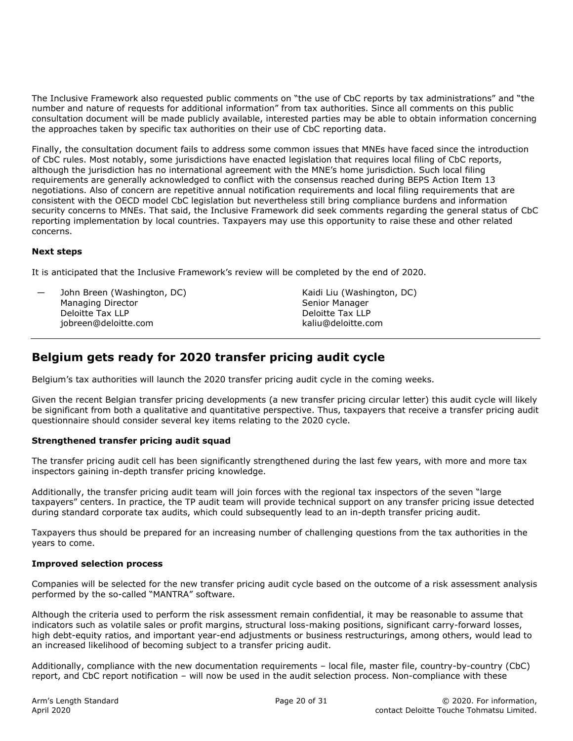The Inclusive Framework also requested public comments on "the use of CbC reports by tax administrations" and "the number and nature of requests for additional information" from tax authorities. Since all comments on this public consultation document will be made publicly available, interested parties may be able to obtain information concerning the approaches taken by specific tax authorities on their use of CbC reporting data.

Finally, the consultation document fails to address some common issues that MNEs have faced since the introduction of CbC rules. Most notably, some jurisdictions have enacted legislation that requires local filing of CbC reports, although the jurisdiction has no international agreement with the MNE's home jurisdiction. Such local filing requirements are generally acknowledged to conflict with the consensus reached during BEPS Action Item 13 negotiations. Also of concern are repetitive annual notification requirements and local filing requirements that are consistent with the OECD model CbC legislation but nevertheless still bring compliance burdens and information security concerns to MNEs. That said, the Inclusive Framework did seek comments regarding the general status of CbC reporting implementation by local countries. Taxpayers may use this opportunity to raise these and other related concerns.

**Next steps**

It is anticipated that the Inclusive Framework's review will be completed by the end of 2020.

— John Breen (Washington, DC)
Managing Director
Deloitte Tax LLP
jobreen@deloitte.com

Kaidi Liu (Washington, DC)
Senior Manager
Deloitte Tax LLP
kaliu@deloitte.com

---

## Belgium gets ready for 2020 transfer pricing audit cycle

Belgium's tax authorities will launch the 2020 transfer pricing audit cycle in the coming weeks.

Given the recent Belgian transfer pricing developments (a new transfer pricing circular letter) this audit cycle will likely be significant from both a qualitative and quantitative perspective. Thus, taxpayers that receive a transfer pricing audit questionnaire should consider several key items relating to the 2020 cycle.

**Strengthened transfer pricing audit squad**

The transfer pricing audit cell has been significantly strengthened during the last few years, with more and more tax inspectors gaining in-depth transfer pricing knowledge.

Additionally, the transfer pricing audit team will join forces with the regional tax inspectors of the seven "large taxpayers" centers. In practice, the TP audit team will provide technical support on any transfer pricing issue detected during standard corporate tax audits, which could subsequently lead to an in-depth transfer pricing audit.

Taxpayers thus should be prepared for an increasing number of challenging questions from the tax authorities in the years to come.

**Improved selection process**

Companies will be selected for the new transfer pricing audit cycle based on the outcome of a risk assessment analysis performed by the so-called "MANTRA" software.

Although the criteria used to perform the risk assessment remain confidential, it may be reasonable to assume that indicators such as volatile sales or profit margins, structural loss-making positions, significant carry-forward losses, high debt-equity ratios, and important year-end adjustments or business restructurings, among others, would lead to an increased likelihood of becoming subject to a transfer pricing audit.

Additionally, compliance with the new documentation requirements – local file, master file, country-by-country (CbC) report, and CbC report notification – will now be used in the audit selection process. Non-compliance with these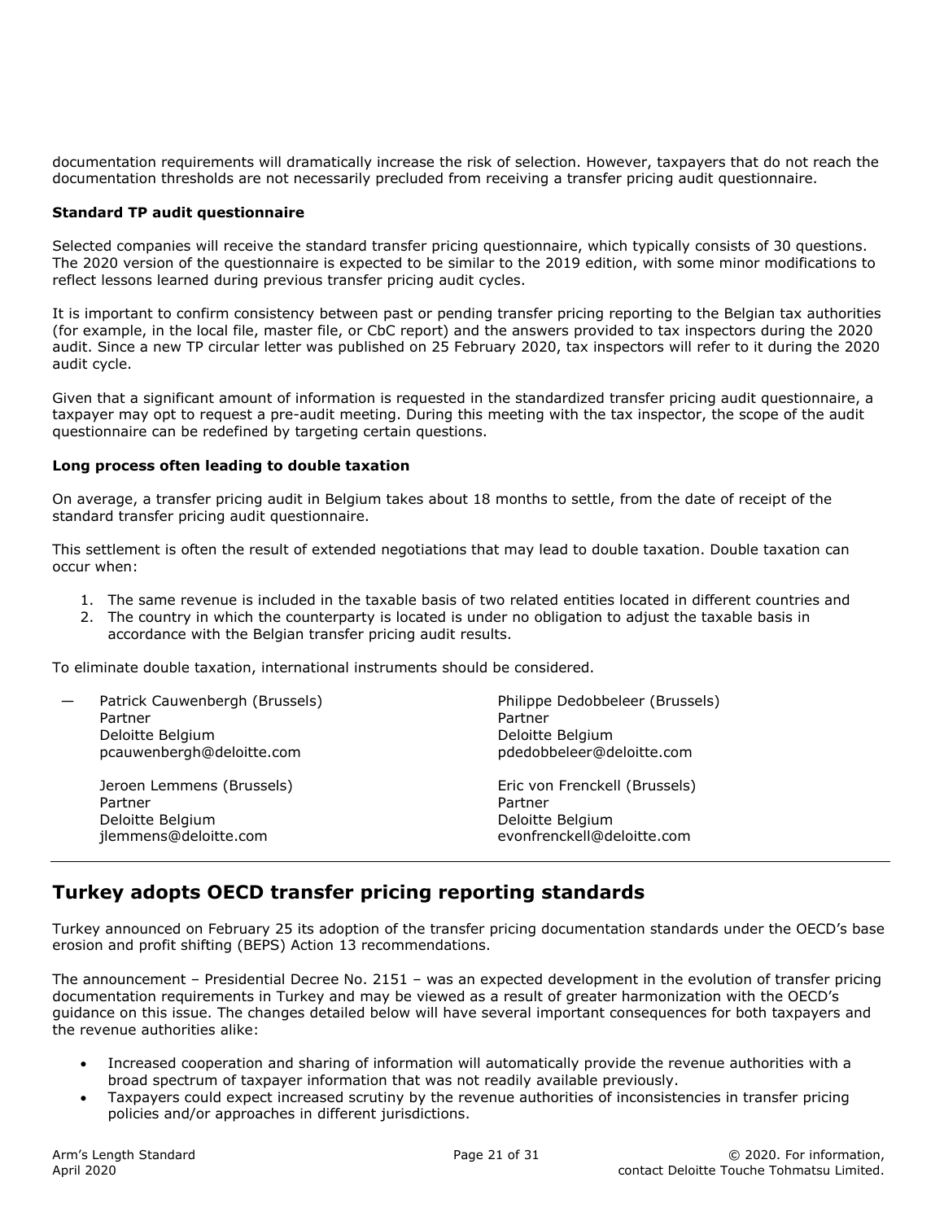documentation requirements will dramatically increase the risk of selection. However, taxpayers that do not reach the documentation thresholds are not necessarily precluded from receiving a transfer pricing audit questionnaire.

**Standard TP audit questionnaire**

Selected companies will receive the standard transfer pricing questionnaire, which typically consists of 30 questions. The 2020 version of the questionnaire is expected to be similar to the 2019 edition, with some minor modifications to reflect lessons learned during previous transfer pricing audit cycles.

It is important to confirm consistency between past or pending transfer pricing reporting to the Belgian tax authorities (for example, in the local file, master file, or CbC report) and the answers provided to tax inspectors during the 2020 audit. Since a new TP circular letter was published on 25 February 2020, tax inspectors will refer to it during the 2020 audit cycle.

Given that a significant amount of information is requested in the standardized transfer pricing audit questionnaire, a taxpayer may opt to request a pre-audit meeting. During this meeting with the tax inspector, the scope of the audit questionnaire can be redefined by targeting certain questions.

**Long process often leading to double taxation**

On average, a transfer pricing audit in Belgium takes about 18 months to settle, from the date of receipt of the standard transfer pricing audit questionnaire.

This settlement is often the result of extended negotiations that may lead to double taxation. Double taxation can occur when:

1. The same revenue is included in the taxable basis of two related entities located in different countries and
2. The country in which the counterparty is located is under no obligation to adjust the taxable basis in accordance with the Belgian transfer pricing audit results.

To eliminate double taxation, international instruments should be considered.

— Patrick Cauwenbergh (Brussels)
Partner
Deloitte Belgium
pcauwenbergh@deloitte.com

Philippe Dedobbeleer (Brussels)
Partner
Deloitte Belgium
pdedobbeleer@deloitte.com

Jeroen Lemmens (Brussels)
Partner
Deloitte Belgium
jlemmens@deloitte.com

Eric von Frenckell (Brussels)
Partner
Deloitte Belgium
evonfrenckell@deloitte.com

## Turkey adopts OECD transfer pricing reporting standards

Turkey announced on February 25 its adoption of the transfer pricing documentation standards under the OECD's base erosion and profit shifting (BEPS) Action 13 recommendations.

The announcement – Presidential Decree No. 2151 – was an expected development in the evolution of transfer pricing documentation requirements in Turkey and may be viewed as a result of greater harmonization with the OECD's guidance on this issue. The changes detailed below will have several important consequences for both taxpayers and the revenue authorities alike:

- Increased cooperation and sharing of information will automatically provide the revenue authorities with a broad spectrum of taxpayer information that was not readily available previously.
- Taxpayers could expect increased scrutiny by the revenue authorities of inconsistencies in transfer pricing policies and/or approaches in different jurisdictions.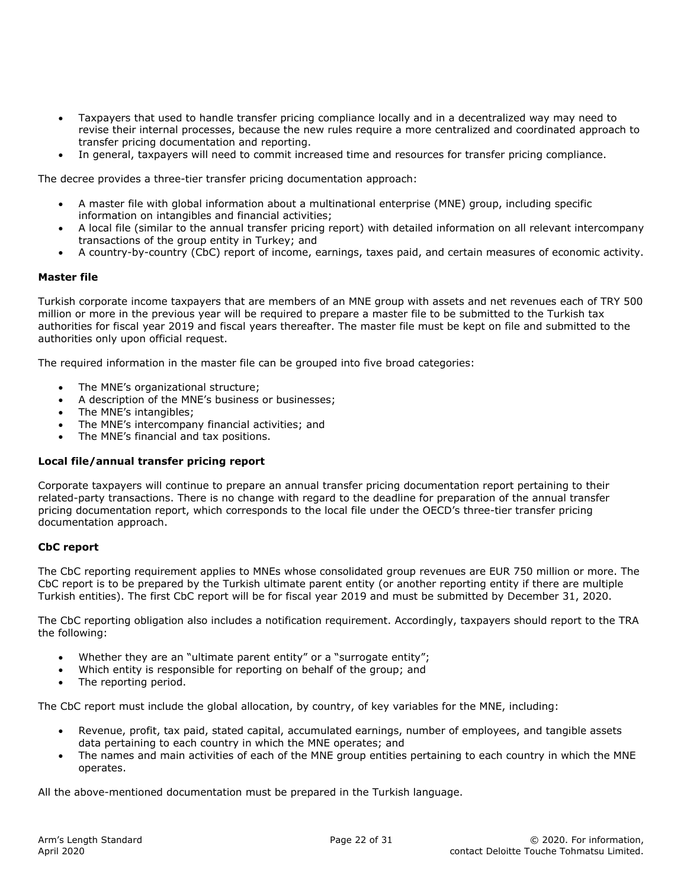- Taxpayers that used to handle transfer pricing compliance locally and in a decentralized way may need to revise their internal processes, because the new rules require a more centralized and coordinated approach to transfer pricing documentation and reporting.
- In general, taxpayers will need to commit increased time and resources for transfer pricing compliance.

The decree provides a three-tier transfer pricing documentation approach:

- A master file with global information about a multinational enterprise (MNE) group, including specific information on intangibles and financial activities;
- A local file (similar to the annual transfer pricing report) with detailed information on all relevant intercompany transactions of the group entity in Turkey; and
- A country-by-country (CbC) report of income, earnings, taxes paid, and certain measures of economic activity.

**Master file**

Turkish corporate income taxpayers that are members of an MNE group with assets and net revenues each of TRY 500 million or more in the previous year will be required to prepare a master file to be submitted to the Turkish tax authorities for fiscal year 2019 and fiscal years thereafter. The master file must be kept on file and submitted to the authorities only upon official request.

The required information in the master file can be grouped into five broad categories:

- The MNE's organizational structure;
- A description of the MNE's business or businesses;
- The MNE's intangibles;
- The MNE's intercompany financial activities; and
- The MNE's financial and tax positions.

**Local file/annual transfer pricing report**

Corporate taxpayers will continue to prepare an annual transfer pricing documentation report pertaining to their related-party transactions. There is no change with regard to the deadline for preparation of the annual transfer pricing documentation report, which corresponds to the local file under the OECD's three-tier transfer pricing documentation approach.

**CbC report**

The CbC reporting requirement applies to MNEs whose consolidated group revenues are EUR 750 million or more. The CbC report is to be prepared by the Turkish ultimate parent entity (or another reporting entity if there are multiple Turkish entities). The first CbC report will be for fiscal year 2019 and must be submitted by December 31, 2020.

The CbC reporting obligation also includes a notification requirement. Accordingly, taxpayers should report to the TRA the following:

- Whether they are an "ultimate parent entity" or a "surrogate entity";
- Which entity is responsible for reporting on behalf of the group; and
- The reporting period.

The CbC report must include the global allocation, by country, of key variables for the MNE, including:

- Revenue, profit, tax paid, stated capital, accumulated earnings, number of employees, and tangible assets data pertaining to each country in which the MNE operates; and
- The names and main activities of each of the MNE group entities pertaining to each country in which the MNE operates.

All the above-mentioned documentation must be prepared in the Turkish language.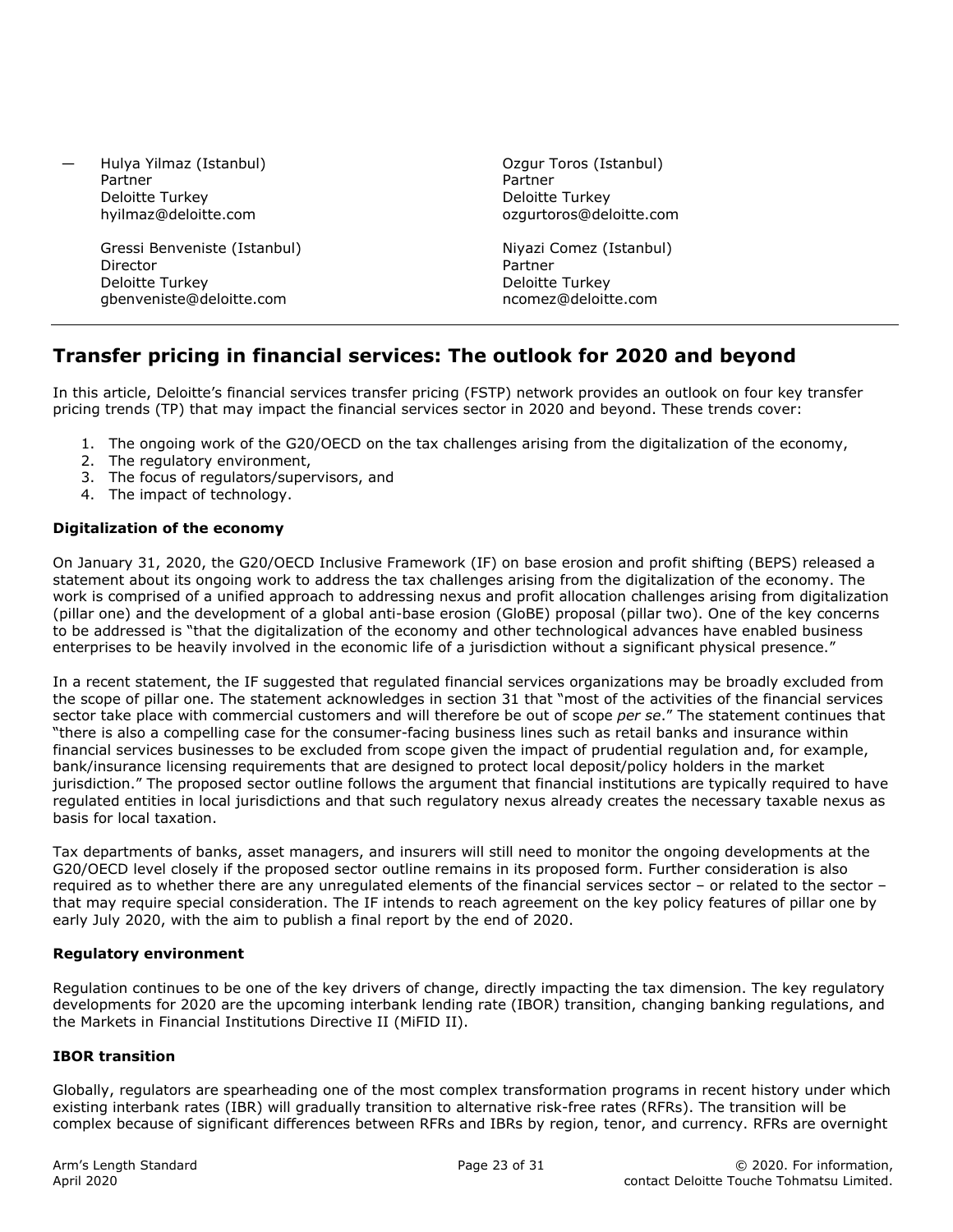— Hulya Yilmaz (Istanbul)
Partner
Deloitte Turkey
hyilmaz@deloitte.com

Ozgur Toros (Istanbul)
Partner
Deloitte Turkey
ozgurtoros@deloitte.com

Gressi Benveniste (Istanbul)
Director
Deloitte Turkey
gbenveniste@deloitte.com

Niyazi Comez (Istanbul)
Partner
Deloitte Turkey
ncomez@deloitte.com

---

## Transfer pricing in financial services: The outlook for 2020 and beyond

In this article, Deloitte's financial services transfer pricing (FSTP) network provides an outlook on four key transfer pricing trends (TP) that may impact the financial services sector in 2020 and beyond. These trends cover:

1. The ongoing work of the G20/OECD on the tax challenges arising from the digitalization of the economy,
2. The regulatory environment,
3. The focus of regulators/supervisors, and
4. The impact of technology.

**Digitalization of the economy**

On January 31, 2020, the G20/OECD Inclusive Framework (IF) on base erosion and profit shifting (BEPS) released a statement about its ongoing work to address the tax challenges arising from the digitalization of the economy. The work is comprised of a unified approach to addressing nexus and profit allocation challenges arising from digitalization (pillar one) and the development of a global anti-base erosion (GloBE) proposal (pillar two). One of the key concerns to be addressed is "that the digitalization of the economy and other technological advances have enabled business enterprises to be heavily involved in the economic life of a jurisdiction without a significant physical presence."

In a recent statement, the IF suggested that regulated financial services organizations may be broadly excluded from the scope of pillar one. The statement acknowledges in section 31 that "most of the activities of the financial services sector take place with commercial customers and will therefore be out of scope *per se*." The statement continues that "there is also a compelling case for the consumer-facing business lines such as retail banks and insurance within financial services businesses to be excluded from scope given the impact of prudential regulation and, for example, bank/insurance licensing requirements that are designed to protect local deposit/policy holders in the market jurisdiction." The proposed sector outline follows the argument that financial institutions are typically required to have regulated entities in local jurisdictions and that such regulatory nexus already creates the necessary taxable nexus as basis for local taxation.

Tax departments of banks, asset managers, and insurers will still need to monitor the ongoing developments at the G20/OECD level closely if the proposed sector outline remains in its proposed form. Further consideration is also required as to whether there are any unregulated elements of the financial services sector – or related to the sector – that may require special consideration. The IF intends to reach agreement on the key policy features of pillar one by early July 2020, with the aim to publish a final report by the end of 2020.

**Regulatory environment**

Regulation continues to be one of the key drivers of change, directly impacting the tax dimension. The key regulatory developments for 2020 are the upcoming interbank lending rate (IBOR) transition, changing banking regulations, and the Markets in Financial Institutions Directive II (MiFID II).

**IBOR transition**

Globally, regulators are spearheading one of the most complex transformation programs in recent history under which existing interbank rates (IBR) will gradually transition to alternative risk-free rates (RFRs). The transition will be complex because of significant differences between RFRs and IBRs by region, tenor, and currency. RFRs are overnight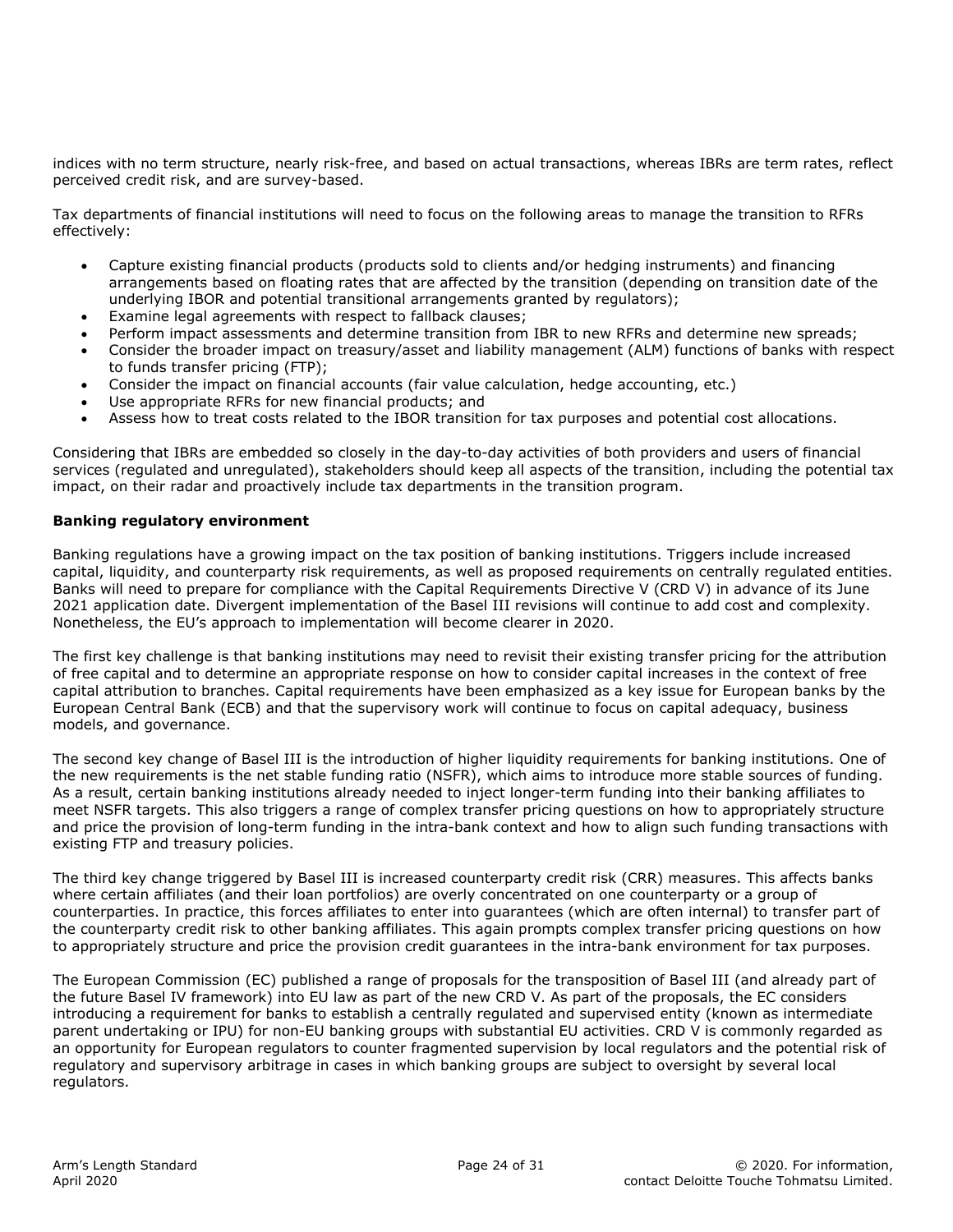indices with no term structure, nearly risk-free, and based on actual transactions, whereas IBRs are term rates, reflect perceived credit risk, and are survey-based.

Tax departments of financial institutions will need to focus on the following areas to manage the transition to RFRs effectively:

- Capture existing financial products (products sold to clients and/or hedging instruments) and financing arrangements based on floating rates that are affected by the transition (depending on transition date of the underlying IBOR and potential transitional arrangements granted by regulators);
- Examine legal agreements with respect to fallback clauses;
- Perform impact assessments and determine transition from IBR to new RFRs and determine new spreads;
- Consider the broader impact on treasury/asset and liability management (ALM) functions of banks with respect to funds transfer pricing (FTP);
- Consider the impact on financial accounts (fair value calculation, hedge accounting, etc.)
- Use appropriate RFRs for new financial products; and
- Assess how to treat costs related to the IBOR transition for tax purposes and potential cost allocations.

Considering that IBRs are embedded so closely in the day-to-day activities of both providers and users of financial services (regulated and unregulated), stakeholders should keep all aspects of the transition, including the potential tax impact, on their radar and proactively include tax departments in the transition program.

**Banking regulatory environment**

Banking regulations have a growing impact on the tax position of banking institutions. Triggers include increased capital, liquidity, and counterparty risk requirements, as well as proposed requirements on centrally regulated entities. Banks will need to prepare for compliance with the Capital Requirements Directive V (CRD V) in advance of its June 2021 application date. Divergent implementation of the Basel III revisions will continue to add cost and complexity. Nonetheless, the EU's approach to implementation will become clearer in 2020.

The first key challenge is that banking institutions may need to revisit their existing transfer pricing for the attribution of free capital and to determine an appropriate response on how to consider capital increases in the context of free capital attribution to branches. Capital requirements have been emphasized as a key issue for European banks by the European Central Bank (ECB) and that the supervisory work will continue to focus on capital adequacy, business models, and governance.

The second key change of Basel III is the introduction of higher liquidity requirements for banking institutions. One of the new requirements is the net stable funding ratio (NSFR), which aims to introduce more stable sources of funding. As a result, certain banking institutions already needed to inject longer-term funding into their banking affiliates to meet NSFR targets. This also triggers a range of complex transfer pricing questions on how to appropriately structure and price the provision of long-term funding in the intra-bank context and how to align such funding transactions with existing FTP and treasury policies.

The third key change triggered by Basel III is increased counterparty credit risk (CRR) measures. This affects banks where certain affiliates (and their loan portfolios) are overly concentrated on one counterparty or a group of counterparties. In practice, this forces affiliates to enter into guarantees (which are often internal) to transfer part of the counterparty credit risk to other banking affiliates. This again prompts complex transfer pricing questions on how to appropriately structure and price the provision credit guarantees in the intra-bank environment for tax purposes.

The European Commission (EC) published a range of proposals for the transposition of Basel III (and already part of the future Basel IV framework) into EU law as part of the new CRD V. As part of the proposals, the EC considers introducing a requirement for banks to establish a centrally regulated and supervised entity (known as intermediate parent undertaking or IPU) for non-EU banking groups with substantial EU activities. CRD V is commonly regarded as an opportunity for European regulators to counter fragmented supervision by local regulators and the potential risk of regulatory and supervisory arbitrage in cases in which banking groups are subject to oversight by several local regulators.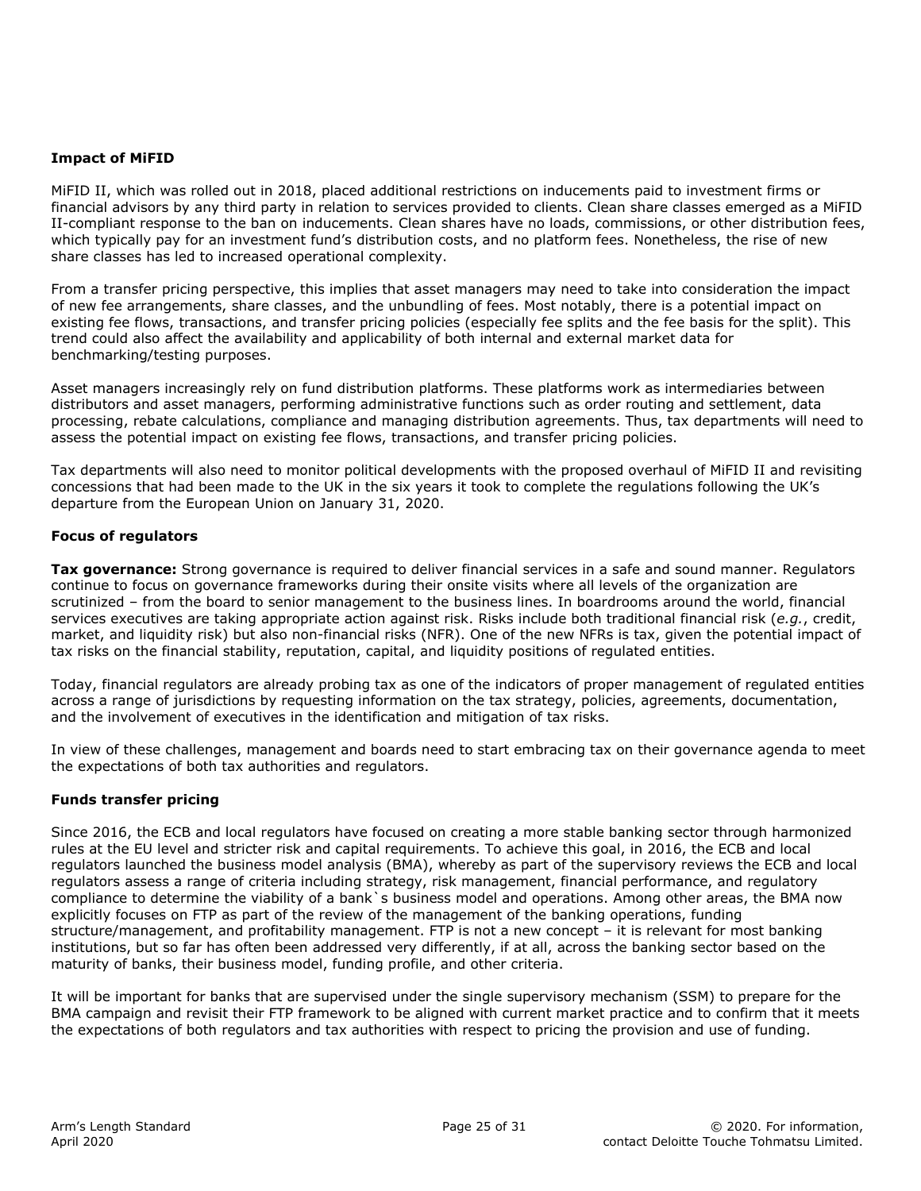**Impact of MiFID**

MiFID II, which was rolled out in 2018, placed additional restrictions on inducements paid to investment firms or financial advisors by any third party in relation to services provided to clients. Clean share classes emerged as a MiFID II-compliant response to the ban on inducements. Clean shares have no loads, commissions, or other distribution fees, which typically pay for an investment fund's distribution costs, and no platform fees. Nonetheless, the rise of new share classes has led to increased operational complexity.

From a transfer pricing perspective, this implies that asset managers may need to take into consideration the impact of new fee arrangements, share classes, and the unbundling of fees. Most notably, there is a potential impact on existing fee flows, transactions, and transfer pricing policies (especially fee splits and the fee basis for the split). This trend could also affect the availability and applicability of both internal and external market data for benchmarking/testing purposes.

Asset managers increasingly rely on fund distribution platforms. These platforms work as intermediaries between distributors and asset managers, performing administrative functions such as order routing and settlement, data processing, rebate calculations, compliance and managing distribution agreements. Thus, tax departments will need to assess the potential impact on existing fee flows, transactions, and transfer pricing policies.

Tax departments will also need to monitor political developments with the proposed overhaul of MiFID II and revisiting concessions that had been made to the UK in the six years it took to complete the regulations following the UK's departure from the European Union on January 31, 2020.

**Focus of regulators**

**Tax governance:** Strong governance is required to deliver financial services in a safe and sound manner. Regulators continue to focus on governance frameworks during their onsite visits where all levels of the organization are scrutinized – from the board to senior management to the business lines. In boardrooms around the world, financial services executives are taking appropriate action against risk. Risks include both traditional financial risk (*e.g.*, credit, market, and liquidity risk) but also non-financial risks (NFR). One of the new NFRs is tax, given the potential impact of tax risks on the financial stability, reputation, capital, and liquidity positions of regulated entities.

Today, financial regulators are already probing tax as one of the indicators of proper management of regulated entities across a range of jurisdictions by requesting information on the tax strategy, policies, agreements, documentation, and the involvement of executives in the identification and mitigation of tax risks.

In view of these challenges, management and boards need to start embracing tax on their governance agenda to meet the expectations of both tax authorities and regulators.

**Funds transfer pricing**

Since 2016, the ECB and local regulators have focused on creating a more stable banking sector through harmonized rules at the EU level and stricter risk and capital requirements. To achieve this goal, in 2016, the ECB and local regulators launched the business model analysis (BMA), whereby as part of the supervisory reviews the ECB and local regulators assess a range of criteria including strategy, risk management, financial performance, and regulatory compliance to determine the viability of a bank`s business model and operations. Among other areas, the BMA now explicitly focuses on FTP as part of the review of the management of the banking operations, funding structure/management, and profitability management. FTP is not a new concept – it is relevant for most banking institutions, but so far has often been addressed very differently, if at all, across the banking sector based on the maturity of banks, their business model, funding profile, and other criteria.

It will be important for banks that are supervised under the single supervisory mechanism (SSM) to prepare for the BMA campaign and revisit their FTP framework to be aligned with current market practice and to confirm that it meets the expectations of both regulators and tax authorities with respect to pricing the provision and use of funding.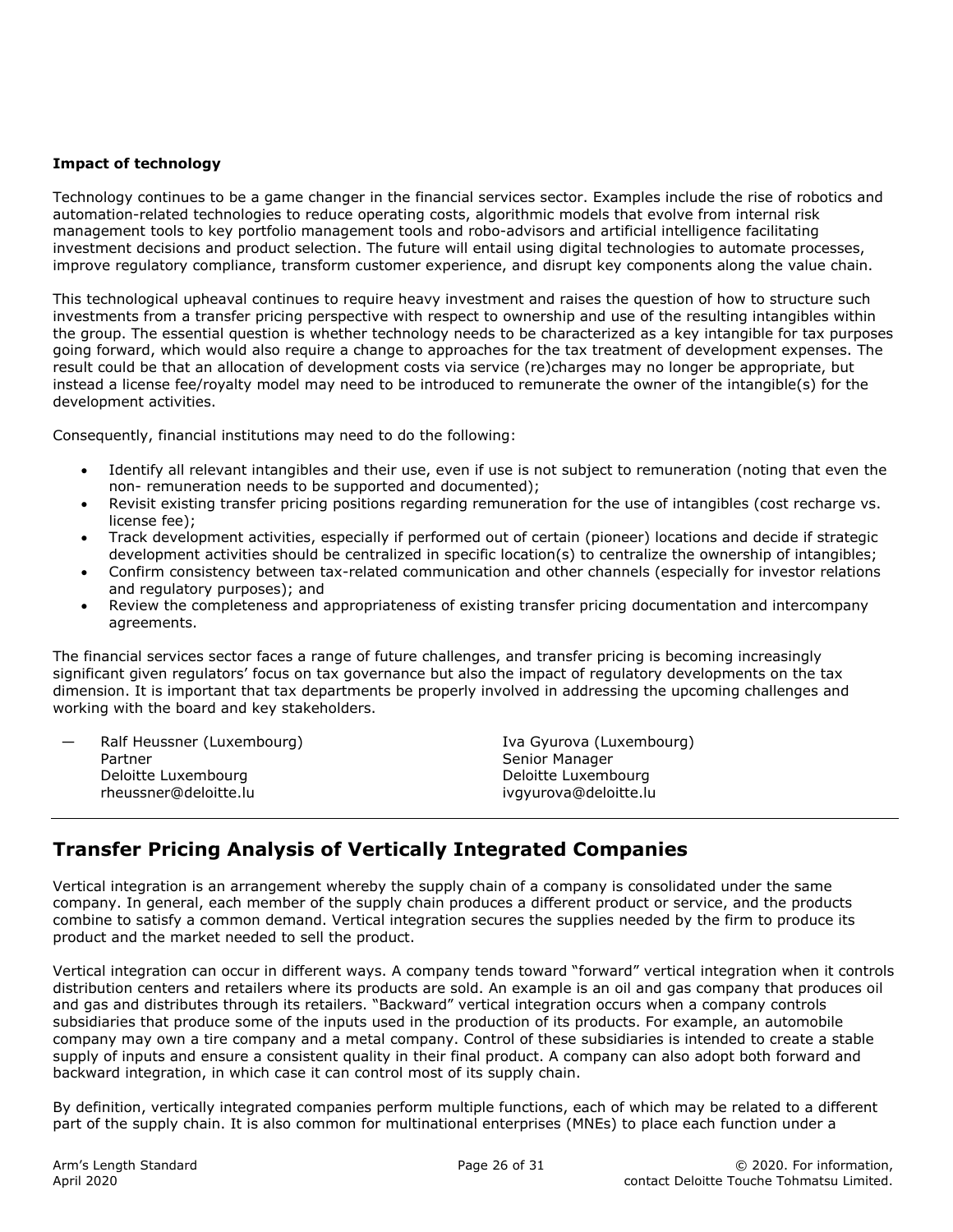**Impact of technology**

Technology continues to be a game changer in the financial services sector. Examples include the rise of robotics and automation-related technologies to reduce operating costs, algorithmic models that evolve from internal risk management tools to key portfolio management tools and robo-advisors and artificial intelligence facilitating investment decisions and product selection. The future will entail using digital technologies to automate processes, improve regulatory compliance, transform customer experience, and disrupt key components along the value chain.

This technological upheaval continues to require heavy investment and raises the question of how to structure such investments from a transfer pricing perspective with respect to ownership and use of the resulting intangibles within the group. The essential question is whether technology needs to be characterized as a key intangible for tax purposes going forward, which would also require a change to approaches for the tax treatment of development expenses. The result could be that an allocation of development costs via service (re)charges may no longer be appropriate, but instead a license fee/royalty model may need to be introduced to remunerate the owner of the intangible(s) for the development activities.

Consequently, financial institutions may need to do the following:

- Identify all relevant intangibles and their use, even if use is not subject to remuneration (noting that even the non- remuneration needs to be supported and documented);
- Revisit existing transfer pricing positions regarding remuneration for the use of intangibles (cost recharge vs. license fee);
- Track development activities, especially if performed out of certain (pioneer) locations and decide if strategic development activities should be centralized in specific location(s) to centralize the ownership of intangibles;
- Confirm consistency between tax-related communication and other channels (especially for investor relations and regulatory purposes); and
- Review the completeness and appropriateness of existing transfer pricing documentation and intercompany agreements.

The financial services sector faces a range of future challenges, and transfer pricing is becoming increasingly significant given regulators' focus on tax governance but also the impact of regulatory developments on the tax dimension. It is important that tax departments be properly involved in addressing the upcoming challenges and working with the board and key stakeholders.

— Ralf Heussner (Luxembourg)
Partner
Deloitte Luxembourg
rheussner@deloitte.lu

Iva Gyurova (Luxembourg)
Senior Manager
Deloitte Luxembourg
ivgyurova@deloitte.lu

## Transfer Pricing Analysis of Vertically Integrated Companies

Vertical integration is an arrangement whereby the supply chain of a company is consolidated under the same company. In general, each member of the supply chain produces a different product or service, and the products combine to satisfy a common demand. Vertical integration secures the supplies needed by the firm to produce its product and the market needed to sell the product.

Vertical integration can occur in different ways. A company tends toward "forward" vertical integration when it controls distribution centers and retailers where its products are sold. An example is an oil and gas company that produces oil and gas and distributes through its retailers. "Backward" vertical integration occurs when a company controls subsidiaries that produce some of the inputs used in the production of its products. For example, an automobile company may own a tire company and a metal company. Control of these subsidiaries is intended to create a stable supply of inputs and ensure a consistent quality in their final product. A company can also adopt both forward and backward integration, in which case it can control most of its supply chain.

By definition, vertically integrated companies perform multiple functions, each of which may be related to a different part of the supply chain. It is also common for multinational enterprises (MNEs) to place each function under a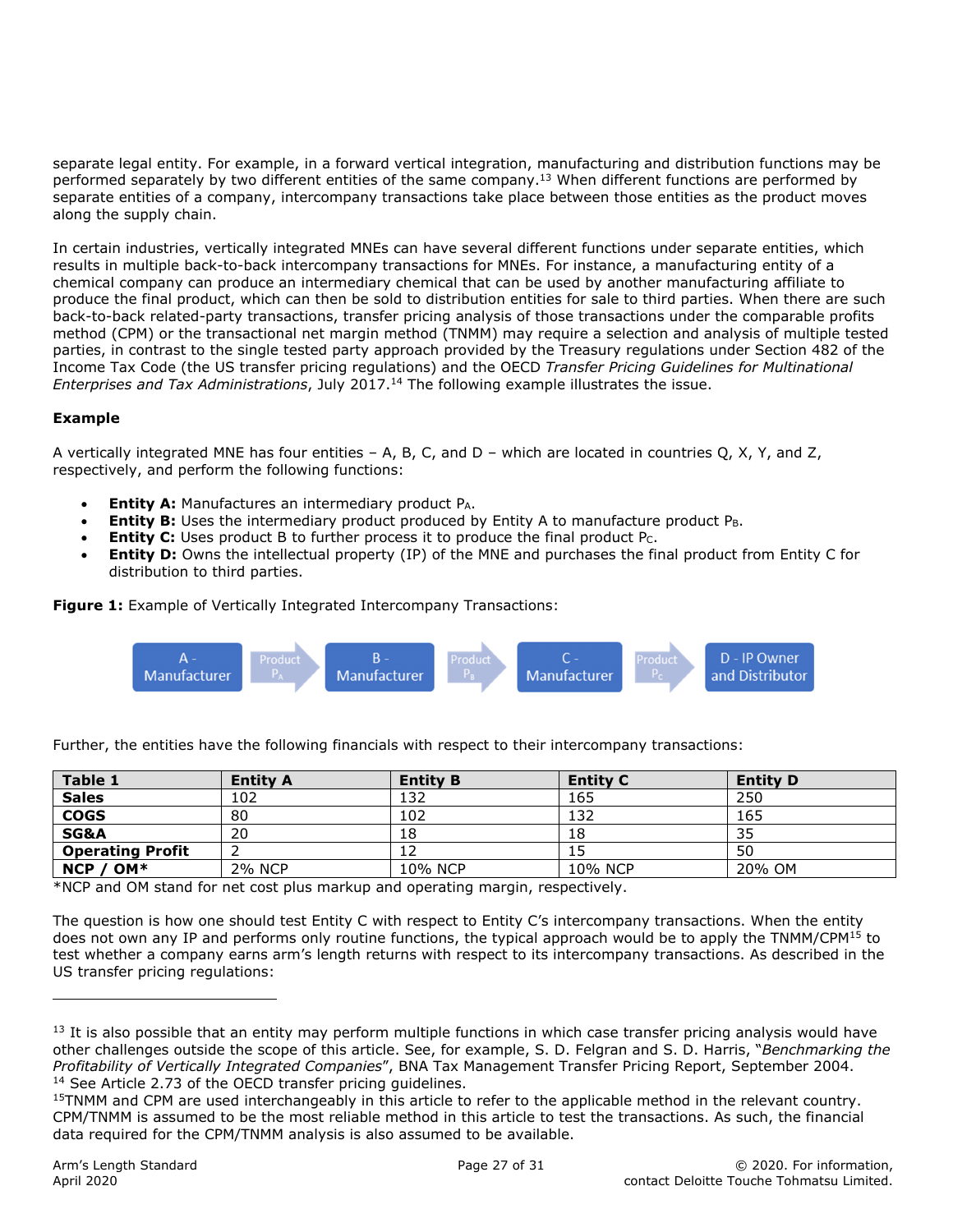separate legal entity. For example, in a forward vertical integration, manufacturing and distribution functions may be performed separately by two different entities of the same company.[13] When different functions are performed by separate entities of a company, intercompany transactions take place between those entities as the product moves along the supply chain.

In certain industries, vertically integrated MNEs can have several different functions under separate entities, which results in multiple back-to-back intercompany transactions for MNEs. For instance, a manufacturing entity of a chemical company can produce an intermediary chemical that can be used by another manufacturing affiliate to produce the final product, which can then be sold to distribution entities for sale to third parties. When there are such back-to-back related-party transactions, transfer pricing analysis of those transactions under the comparable profits method (CPM) or the transactional net margin method (TNMM) may require a selection and analysis of multiple tested parties, in contrast to the single tested party approach provided by the Treasury regulations under Section 482 of the Income Tax Code (the US transfer pricing regulations) and the OECD *Transfer Pricing Guidelines for Multinational Enterprises and Tax Administrations*, July 2017.[14] The following example illustrates the issue.

**Example**

A vertically integrated MNE has four entities – A, B, C, and D – which are located in countries Q, X, Y, and Z, respectively, and perform the following functions:

- **Entity A:** Manufactures an intermediary product $P_A$.
- **Entity B:** Uses the intermediary product produced by Entity A to manufacture product $P_B$.
- **Entity C:** Uses product B to further process it to produce the final product $P_C$.
- **Entity D:** Owns the intellectual property (IP) of the MNE and purchases the final product from Entity C for distribution to third parties.

**Figure 1:** Example of Vertically Integrated Intercompany Transactions:

A - Manufacturer → Product $P_A$ → B - Manufacturer → Product $P_B$ → C - Manufacturer → Product $P_C$ → D - IP Owner and Distributor

Further, the entities have the following financials with respect to their intercompany transactions:

| Table 1 | Entity A | Entity B | Entity C | Entity D |
|---|---|---|---|---|
| **Sales** | 102 | 132 | 165 | 250 |
| **COGS** | 80 | 102 | 132 | 165 |
| **SG&A** | 20 | 18 | 18 | 35 |
| **Operating Profit** | 2 | 12 | 15 | 50 |
| **NCP / OM*** | 2% NCP | 10% NCP | 10% NCP | 20% OM |

*NCP and OM stand for net cost plus markup and operating margin, respectively.

The question is how one should test Entity C with respect to Entity C's intercompany transactions. When the entity does not own any IP and performs only routine functions, the typical approach would be to apply the TNMM/CPM[15] to test whether a company earns arm's length returns with respect to its intercompany transactions. As described in the US transfer pricing regulations:

---

[13] It is also possible that an entity may perform multiple functions in which case transfer pricing analysis would have other challenges outside the scope of this article. See, for example, S. D. Felgran and S. D. Harris, "*Benchmarking the Profitability of Vertically Integrated Companies*", BNA Tax Management Transfer Pricing Report, September 2004.

[14] See Article 2.73 of the OECD transfer pricing guidelines.

[15] TNMM and CPM are used interchangeably in this article to refer to the applicable method in the relevant country. CPM/TNMM is assumed to be the most reliable method in this article to test the transactions. As such, the financial data required for the CPM/TNMM analysis is also assumed to be available.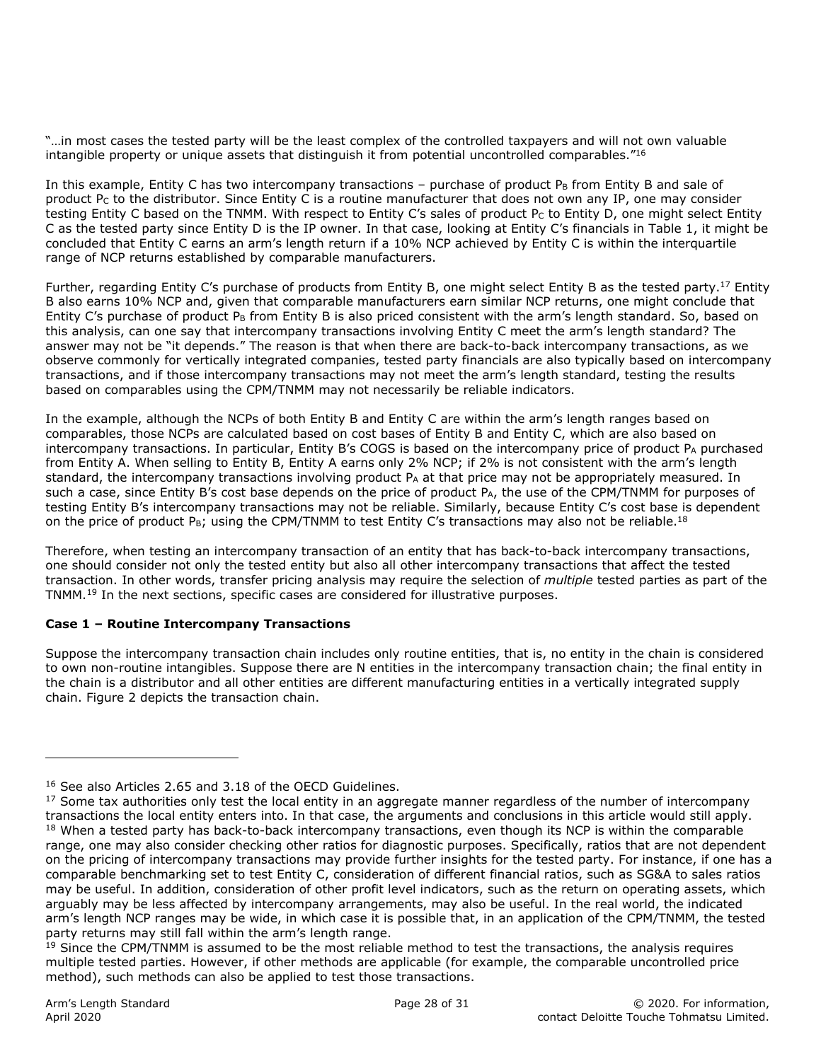"…in most cases the tested party will be the least complex of the controlled taxpayers and will not own valuable intangible property or unique assets that distinguish it from potential uncontrolled comparables."[16]

In this example, Entity C has two intercompany transactions – purchase of product $P_B$ from Entity B and sale of product $P_C$ to the distributor. Since Entity C is a routine manufacturer that does not own any IP, one may consider testing Entity C based on the TNMM. With respect to Entity C's sales of product $P_C$ to Entity D, one might select Entity C as the tested party since Entity D is the IP owner. In that case, looking at Entity C's financials in Table 1, it might be concluded that Entity C earns an arm's length return if a 10% NCP achieved by Entity C is within the interquartile range of NCP returns established by comparable manufacturers.

Further, regarding Entity C's purchase of products from Entity B, one might select Entity B as the tested party.[17] Entity B also earns 10% NCP and, given that comparable manufacturers earn similar NCP returns, one might conclude that Entity C's purchase of product $P_B$ from Entity B is also priced consistent with the arm's length standard. So, based on this analysis, can one say that intercompany transactions involving Entity C meet the arm's length standard? The answer may not be "it depends." The reason is that when there are back-to-back intercompany transactions, as we observe commonly for vertically integrated companies, tested party financials are also typically based on intercompany transactions, and if those intercompany transactions may not meet the arm's length standard, testing the results based on comparables using the CPM/TNMM may not necessarily be reliable indicators.

In the example, although the NCPs of both Entity B and Entity C are within the arm's length ranges based on comparables, those NCPs are calculated based on cost bases of Entity B and Entity C, which are also based on intercompany transactions. In particular, Entity B's COGS is based on the intercompany price of product $P_A$ purchased from Entity A. When selling to Entity B, Entity A earns only 2% NCP; if 2% is not consistent with the arm's length standard, the intercompany transactions involving product $P_A$ at that price may not be appropriately measured. In such a case, since Entity B's cost base depends on the price of product $P_A$, the use of the CPM/TNMM for purposes of testing Entity B's intercompany transactions may not be reliable. Similarly, because Entity C's cost base is dependent on the price of product $P_B$; using the CPM/TNMM to test Entity C's transactions may also not be reliable.[18]

Therefore, when testing an intercompany transaction of an entity that has back-to-back intercompany transactions, one should consider not only the tested entity but also all other intercompany transactions that affect the tested transaction. In other words, transfer pricing analysis may require the selection of *multiple* tested parties as part of the TNMM.[19] In the next sections, specific cases are considered for illustrative purposes.

**Case 1 – Routine Intercompany Transactions**

Suppose the intercompany transaction chain includes only routine entities, that is, no entity in the chain is considered to own non-routine intangibles. Suppose there are N entities in the intercompany transaction chain; the final entity in the chain is a distributor and all other entities are different manufacturing entities in a vertically integrated supply chain. Figure 2 depicts the transaction chain.

---

[16] See also Articles 2.65 and 3.18 of the OECD Guidelines.

[17] Some tax authorities only test the local entity in an aggregate manner regardless of the number of intercompany transactions the local entity enters into. In that case, the arguments and conclusions in this article would still apply.

[18] When a tested party has back-to-back intercompany transactions, even though its NCP is within the comparable range, one may also consider checking other ratios for diagnostic purposes. Specifically, ratios that are not dependent on the pricing of intercompany transactions may provide further insights for the tested party. For instance, if one has a comparable benchmarking set to test Entity C, consideration of different financial ratios, such as SG&A to sales ratios may be useful. In addition, consideration of other profit level indicators, such as the return on operating assets, which arguably may be less affected by intercompany arrangements, may also be useful. In the real world, the indicated arm's length NCP ranges may be wide, in which case it is possible that, in an application of the CPM/TNMM, the tested party returns may still fall within the arm's length range.

[19] Since the CPM/TNMM is assumed to be the most reliable method to test the transactions, the analysis requires multiple tested parties. However, if other methods are applicable (for example, the comparable uncontrolled price method), such methods can also be applied to test those transactions.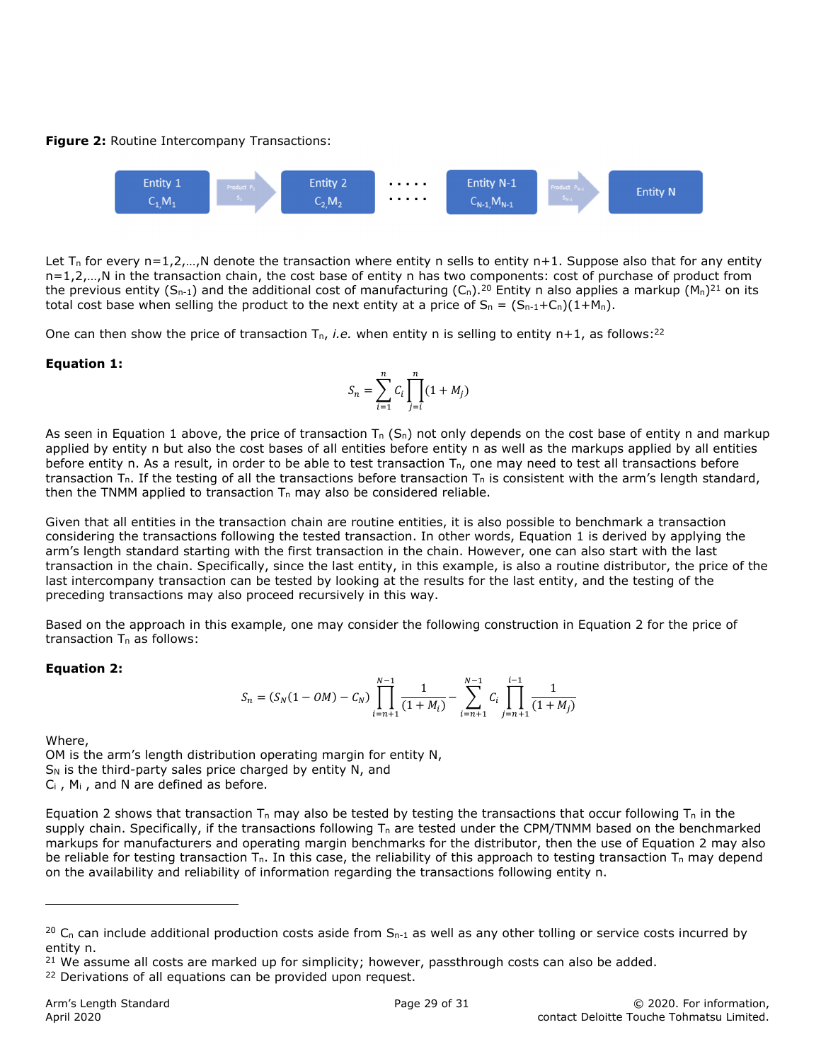**Figure 2:** Routine Intercompany Transactions:

Entity 1 $C_1, M_1$ → Product $P_1$ $S_1$ → Entity 2 $C_2, M_2$ …… Entity N-1 $C_{N-1}, M_{N-1}$ → Product $P_{N-1}$ $S_{N-1}$ → Entity N

Let $T_n$ for every n=1,2,…,N denote the transaction where entity n sells to entity n+1. Suppose also that for any entity n=1,2,…,N in the transaction chain, the cost base of entity n has two components: cost of purchase of product from the previous entity ($S_{n-1}$) and the additional cost of manufacturing ($C_n$).[20] Entity n also applies a markup ($M_n$)[21] on its total cost base when selling the product to the next entity at a price of $S_n = (S_{n-1}+C_n)(1+M_n)$.

One can then show the price of transaction $T_n$, *i.e.* when entity n is selling to entity n+1, as follows:[22]

**Equation 1:**

$$S_n = \sum_{i=1}^{n} C_i \prod_{j=i}^{n} (1 + M_j)$$

As seen in Equation 1 above, the price of transaction $T_n$ ($S_n$) not only depends on the cost base of entity n and markup applied by entity n but also the cost bases of all entities before entity n as well as the markups applied by all entities before entity n. As a result, in order to be able to test transaction $T_n$, one may need to test all transactions before transaction $T_n$. If the testing of all the transactions before transaction $T_n$ is consistent with the arm's length standard, then the TNMM applied to transaction $T_n$ may also be considered reliable.

Given that all entities in the transaction chain are routine entities, it is also possible to benchmark a transaction considering the transactions following the tested transaction. In other words, Equation 1 is derived by applying the arm's length standard starting with the first transaction in the chain. However, one can also start with the last transaction in the chain. Specifically, since the last entity, in this example, is also a routine distributor, the price of the last intercompany transaction can be tested by looking at the results for the last entity, and the testing of the preceding transactions may also proceed recursively in this way.

Based on the approach in this example, one may consider the following construction in Equation 2 for the price of transaction $T_n$ as follows:

**Equation 2:**

$$S_n = (S_N(1 - OM) - C_N) \prod_{i=n+1}^{N-1} \frac{1}{(1 + M_i)} - \sum_{i=n+1}^{N-1} C_i \prod_{j=n+1}^{i-1} \frac{1}{(1 + M_j)}$$

Where,
OM is the arm's length distribution operating margin for entity N,
$S_N$ is the third-party sales price charged by entity N, and
$C_i$ , $M_i$ , and N are defined as before.

Equation 2 shows that transaction $T_n$ may also be tested by testing the transactions that occur following $T_n$ in the supply chain. Specifically, if the transactions following $T_n$ are tested under the CPM/TNMM based on the benchmarked markups for manufacturers and operating margin benchmarks for the distributor, then the use of Equation 2 may also be reliable for testing transaction $T_n$. In this case, the reliability of this approach to testing transaction $T_n$ may depend on the availability and reliability of information regarding the transactions following entity n.

---

[20] $C_n$ can include additional production costs aside from $S_{n-1}$ as well as any other tolling or service costs incurred by entity n.
[21] We assume all costs are marked up for simplicity; however, passthrough costs can also be added.
[22] Derivations of all equations can be provided upon request.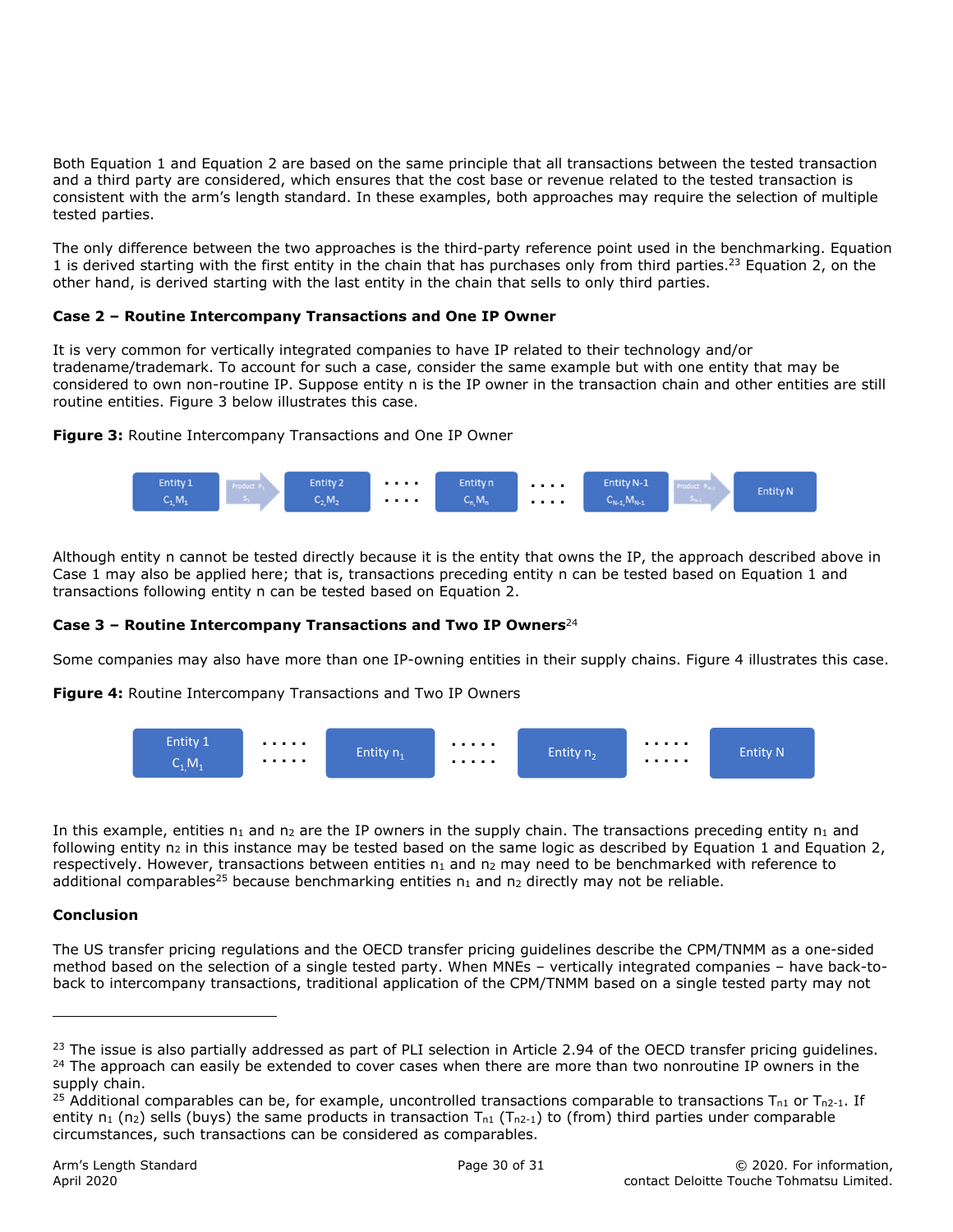Both Equation 1 and Equation 2 are based on the same principle that all transactions between the tested transaction and a third party are considered, which ensures that the cost base or revenue related to the tested transaction is consistent with the arm's length standard. In these examples, both approaches may require the selection of multiple tested parties.

The only difference between the two approaches is the third-party reference point used in the benchmarking. Equation 1 is derived starting with the first entity in the chain that has purchases only from third parties.[23] Equation 2, on the other hand, is derived starting with the last entity in the chain that sells to only third parties.

**Case 2 – Routine Intercompany Transactions and One IP Owner**

It is very common for vertically integrated companies to have IP related to their technology and/or tradename/trademark. To account for such a case, consider the same example but with one entity that may be considered to own non-routine IP. Suppose entity n is the IP owner in the transaction chain and other entities are still routine entities. Figure 3 below illustrates this case.

**Figure 3:** Routine Intercompany Transactions and One IP Owner

Entity 1 $C_1, M_1$ → Product $P_1$ $S_1$ → Entity 2 $C_2, M_2$ · · · · Entity n $C_n, M_n$ · · · · Entity N-1 $C_{N-1}, M_{N-1}$ → Product $P_{N-1}$ $S_{N-1}$ → Entity N

Although entity n cannot be tested directly because it is the entity that owns the IP, the approach described above in Case 1 may also be applied here; that is, transactions preceding entity n can be tested based on Equation 1 and transactions following entity n can be tested based on Equation 2.

**Case 3 – Routine Intercompany Transactions and Two IP Owners**[24]

Some companies may also have more than one IP-owning entities in their supply chains. Figure 4 illustrates this case.

**Figure 4:** Routine Intercompany Transactions and Two IP Owners

Entity 1 $C_1, M_1$ · · · · · Entity $n_1$ · · · · · Entity $n_2$ · · · · · Entity N

In this example, entities $n_1$ and $n_2$ are the IP owners in the supply chain. The transactions preceding entity $n_1$ and following entity $n_2$ in this instance may be tested based on the same logic as described by Equation 1 and Equation 2, respectively. However, transactions between entities $n_1$ and $n_2$ may need to be benchmarked with reference to additional comparables[25] because benchmarking entities $n_1$ and $n_2$ directly may not be reliable.

**Conclusion**

The US transfer pricing regulations and the OECD transfer pricing guidelines describe the CPM/TNMM as a one-sided method based on the selection of a single tested party. When MNEs – vertically integrated companies – have back-to-back to intercompany transactions, traditional application of the CPM/TNMM based on a single tested party may not

---

[23] The issue is also partially addressed as part of PLI selection in Article 2.94 of the OECD transfer pricing guidelines.

[24] The approach can easily be extended to cover cases when there are more than two nonroutine IP owners in the supply chain.

[25] Additional comparables can be, for example, uncontrolled transactions comparable to transactions $T_{n1}$ or $T_{n2-1}$. If entity $n_1$ ($n_2$) sells (buys) the same products in transaction $T_{n1}$ ($T_{n2-1}$) to (from) third parties under comparable circumstances, such transactions can be considered as comparables.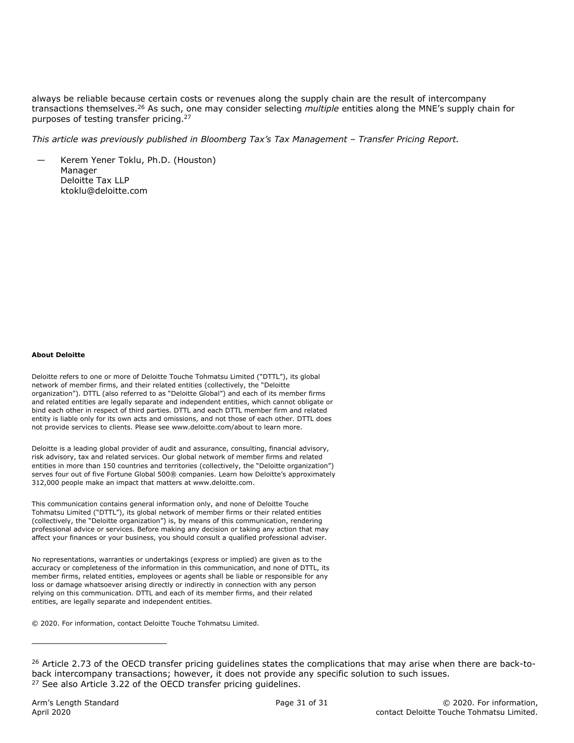always be reliable because certain costs or revenues along the supply chain are the result of intercompany transactions themselves.[26] As such, one may consider selecting *multiple* entities along the MNE's supply chain for purposes of testing transfer pricing.[27]

*This article was previously published in Bloomberg Tax's Tax Management – Transfer Pricing Report.*

— Kerem Yener Toklu, Ph.D. (Houston)
Manager
Deloitte Tax LLP
ktoklu@deloitte.com

**About Deloitte**

Deloitte refers to one or more of Deloitte Touche Tohmatsu Limited ("DTTL"), its global network of member firms, and their related entities (collectively, the "Deloitte organization"). DTTL (also referred to as "Deloitte Global") and each of its member firms and related entities are legally separate and independent entities, which cannot obligate or bind each other in respect of third parties. DTTL and each DTTL member firm and related entity is liable only for its own acts and omissions, and not those of each other. DTTL does not provide services to clients. Please see www.deloitte.com/about to learn more.

Deloitte is a leading global provider of audit and assurance, consulting, financial advisory, risk advisory, tax and related services. Our global network of member firms and related entities in more than 150 countries and territories (collectively, the "Deloitte organization") serves four out of five Fortune Global 500® companies. Learn how Deloitte's approximately 312,000 people make an impact that matters at www.deloitte.com.

This communication contains general information only, and none of Deloitte Touche Tohmatsu Limited ("DTTL"), its global network of member firms or their related entities (collectively, the "Deloitte organization") is, by means of this communication, rendering professional advice or services. Before making any decision or taking any action that may affect your finances or your business, you should consult a qualified professional adviser.

No representations, warranties or undertakings (express or implied) are given as to the accuracy or completeness of the information in this communication, and none of DTTL, its member firms, related entities, employees or agents shall be liable or responsible for any loss or damage whatsoever arising directly or indirectly in connection with any person relying on this communication. DTTL and each of its member firms, and their related entities, are legally separate and independent entities.

© 2020. For information, contact Deloitte Touche Tohmatsu Limited.

---

[26] Article 2.73 of the OECD transfer pricing guidelines states the complications that may arise when there are back-to-back intercompany transactions; however, it does not provide any specific solution to such issues.

[27] See also Article 3.22 of the OECD transfer pricing guidelines.